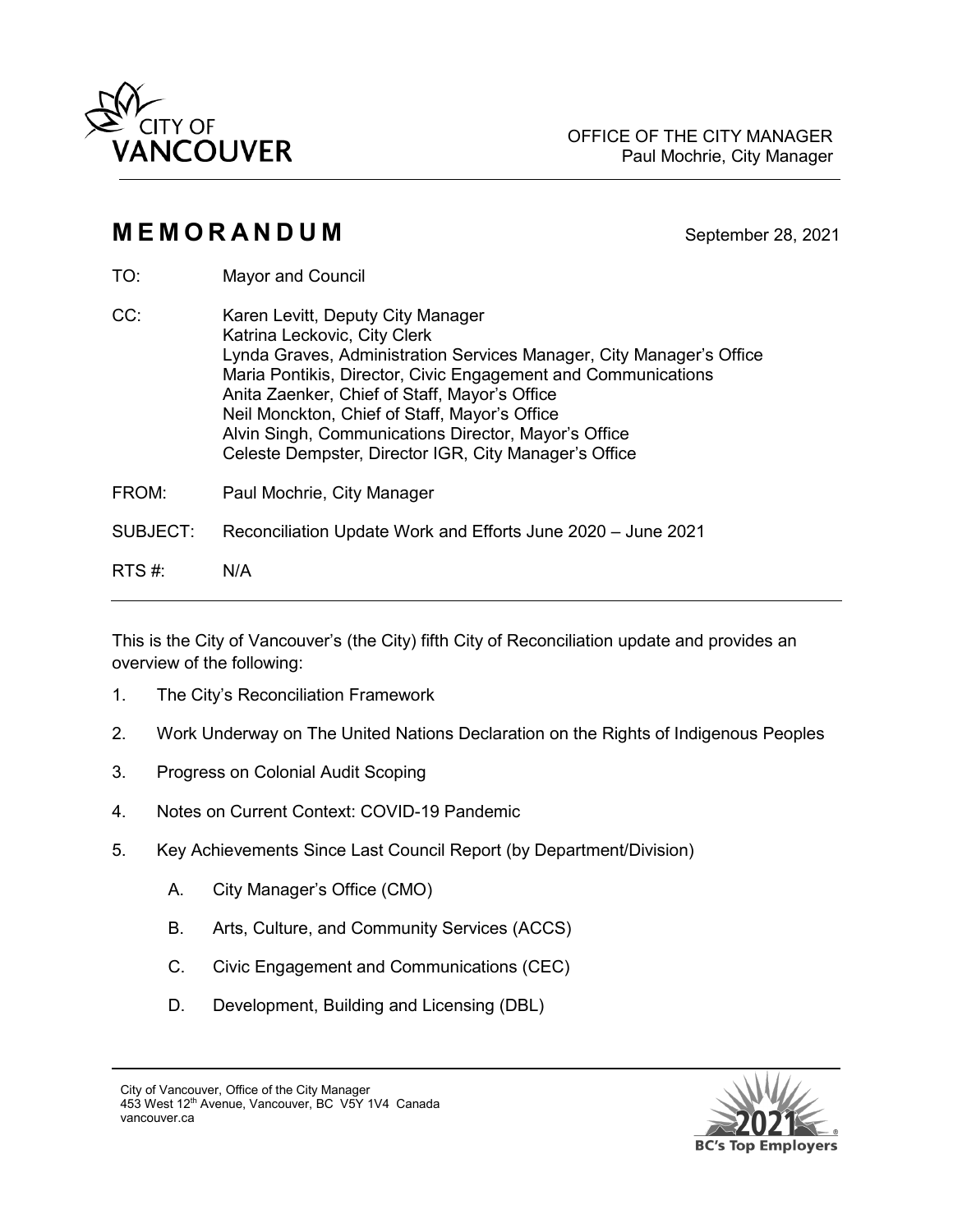OFFICE OF THE CITY MANAGER
Paul Mochrie, City Manager

# MEMORANDUM

September 28, 2021

TO: Mayor and Council

CC: Karen Levitt, Deputy City Manager
Katrina Leckovic, City Clerk
Lynda Graves, Administration Services Manager, City Manager's Office
Maria Pontikis, Director, Civic Engagement and Communications
Anita Zaenker, Chief of Staff, Mayor's Office
Neil Monckton, Chief of Staff, Mayor's Office
Alvin Singh, Communications Director, Mayor's Office
Celeste Dempster, Director IGR, City Manager's Office

FROM: Paul Mochrie, City Manager

SUBJECT: Reconciliation Update Work and Efforts June 2020 – June 2021

RTS #: N/A

---

This is the City of Vancouver's (the City) fifth City of Reconciliation update and provides an overview of the following:

1. The City's Reconciliation Framework
2. Work Underway on The United Nations Declaration on the Rights of Indigenous Peoples
3. Progress on Colonial Audit Scoping
4. Notes on Current Context: COVID-19 Pandemic
5. Key Achievements Since Last Council Report (by Department/Division)
   - A. City Manager's Office (CMO)
   - B. Arts, Culture, and Community Services (ACCS)
   - C. Civic Engagement and Communications (CEC)
   - D. Development, Building and Licensing (DBL)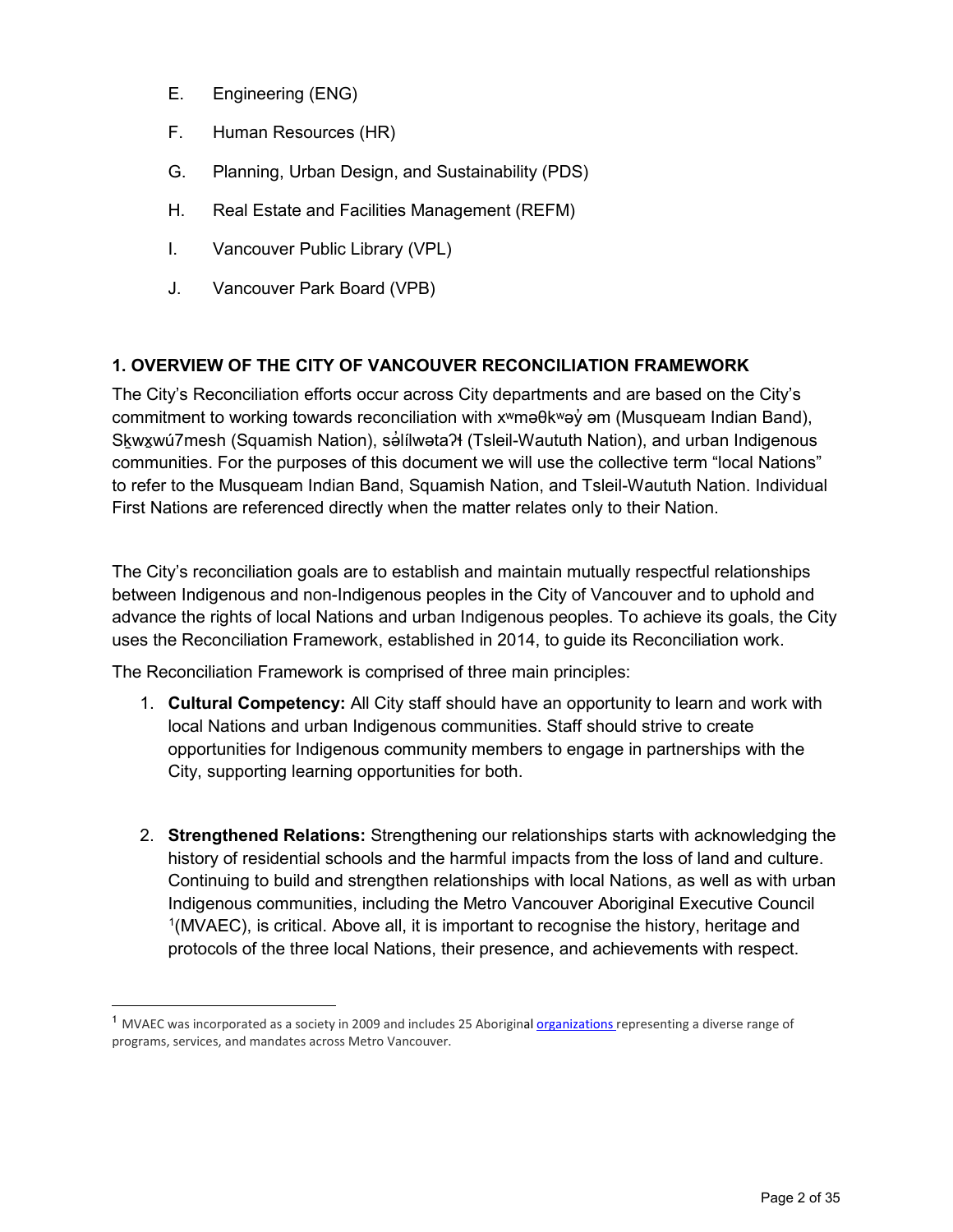E. Engineering (ENG)

F. Human Resources (HR)

G. Planning, Urban Design, and Sustainability (PDS)

H. Real Estate and Facilities Management (REFM)

I. Vancouver Public Library (VPL)

J. Vancouver Park Board (VPB)

## 1. OVERVIEW OF THE CITY OF VANCOUVER RECONCILIATION FRAMEWORK

The City's Reconciliation efforts occur across City departments and are based on the City's commitment to working towards reconciliation with xʷməθkʷəy̓ əm (Musqueam Indian Band), Sḵwx̱wú7mesh (Squamish Nation), səlilwətaʔɬ (Tsleil-Waututh Nation), and urban Indigenous communities. For the purposes of this document we will use the collective term "local Nations" to refer to the Musqueam Indian Band, Squamish Nation, and Tsleil-Waututh Nation. Individual First Nations are referenced directly when the matter relates only to their Nation.

The City's reconciliation goals are to establish and maintain mutually respectful relationships between Indigenous and non-Indigenous peoples in the City of Vancouver and to uphold and advance the rights of local Nations and urban Indigenous peoples. To achieve its goals, the City uses the Reconciliation Framework, established in 2014, to guide its Reconciliation work.

The Reconciliation Framework is comprised of three main principles:

1. **Cultural Competency:** All City staff should have an opportunity to learn and work with local Nations and urban Indigenous communities. Staff should strive to create opportunities for Indigenous community members to engage in partnerships with the City, supporting learning opportunities for both.

2. **Strengthened Relations:** Strengthening our relationships starts with acknowledging the history of residential schools and the harmful impacts from the loss of land and culture. Continuing to build and strengthen relationships with local Nations, as well as with urban Indigenous communities, including the Metro Vancouver Aboriginal Executive Council [1](MVAEC), is critical. Above all, it is important to recognise the history, heritage and protocols of the three local Nations, their presence, and achievements with respect.

---

[1] MVAEC was incorporated as a society in 2009 and includes 25 Aboriginal organizations representing a diverse range of programs, services, and mandates across Metro Vancouver.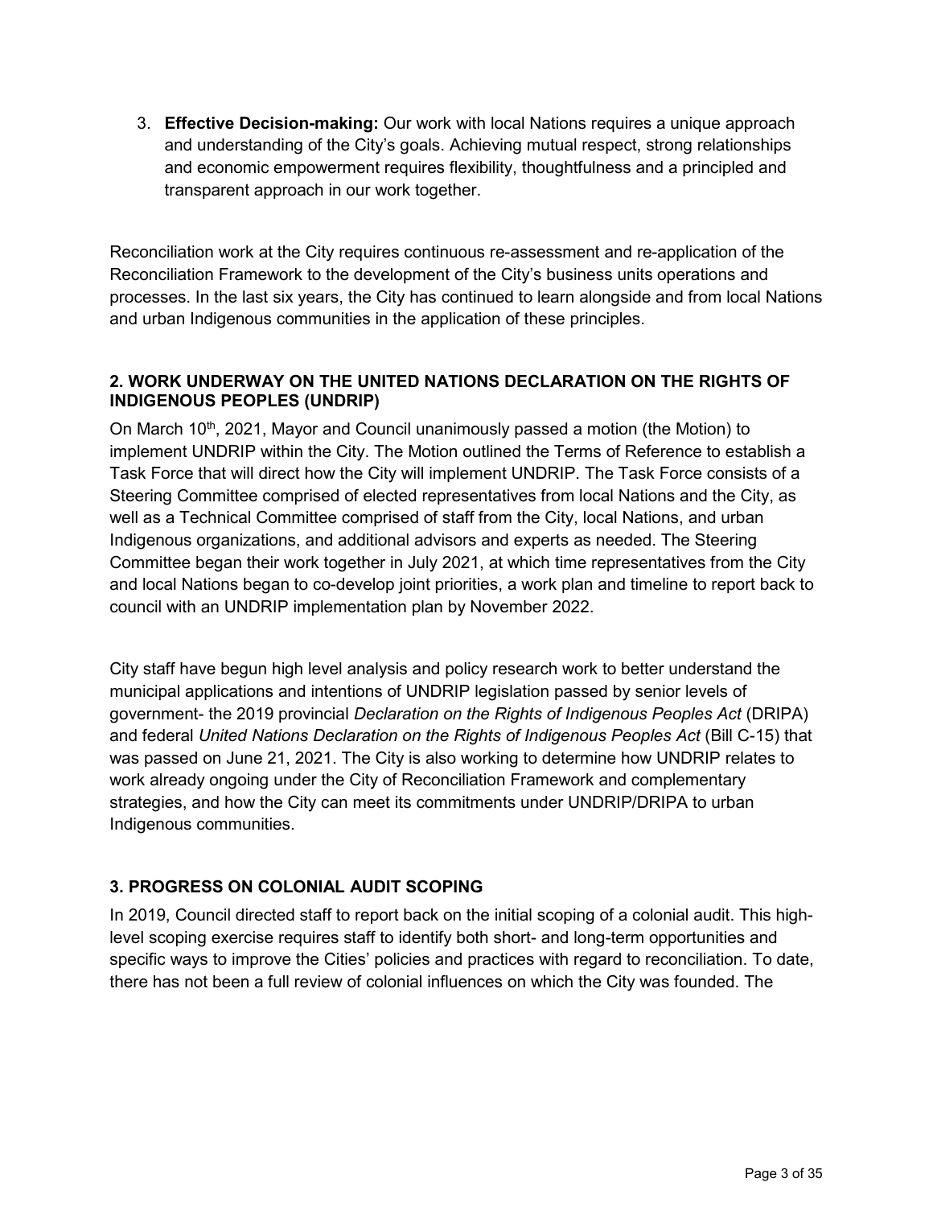3. **Effective Decision-making:** Our work with local Nations requires a unique approach and understanding of the City's goals. Achieving mutual respect, strong relationships and economic empowerment requires flexibility, thoughtfulness and a principled and transparent approach in our work together.

Reconciliation work at the City requires continuous re-assessment and re-application of the Reconciliation Framework to the development of the City's business units operations and processes. In the last six years, the City has continued to learn alongside and from local Nations and urban Indigenous communities in the application of these principles.

### 2. WORK UNDERWAY ON THE UNITED NATIONS DECLARATION ON THE RIGHTS OF INDIGENOUS PEOPLES (UNDRIP)

On March 10th, 2021, Mayor and Council unanimously passed a motion (the Motion) to implement UNDRIP within the City. The Motion outlined the Terms of Reference to establish a Task Force that will direct how the City will implement UNDRIP. The Task Force consists of a Steering Committee comprised of elected representatives from local Nations and the City, as well as a Technical Committee comprised of staff from the City, local Nations, and urban Indigenous organizations, and additional advisors and experts as needed. The Steering Committee began their work together in July 2021, at which time representatives from the City and local Nations began to co-develop joint priorities, a work plan and timeline to report back to council with an UNDRIP implementation plan by November 2022.

City staff have begun high level analysis and policy research work to better understand the municipal applications and intentions of UNDRIP legislation passed by senior levels of government- the 2019 provincial *Declaration on the Rights of Indigenous Peoples Act* (DRIPA) and federal *United Nations Declaration on the Rights of Indigenous Peoples Act* (Bill C-15) that was passed on June 21, 2021. The City is also working to determine how UNDRIP relates to work already ongoing under the City of Reconciliation Framework and complementary strategies, and how the City can meet its commitments under UNDRIP/DRIPA to urban Indigenous communities.

### 3. PROGRESS ON COLONIAL AUDIT SCOPING

In 2019, Council directed staff to report back on the initial scoping of a colonial audit. This high-level scoping exercise requires staff to identify both short- and long-term opportunities and specific ways to improve the Cities' policies and practices with regard to reconciliation. To date, there has not been a full review of colonial influences on which the City was founded. The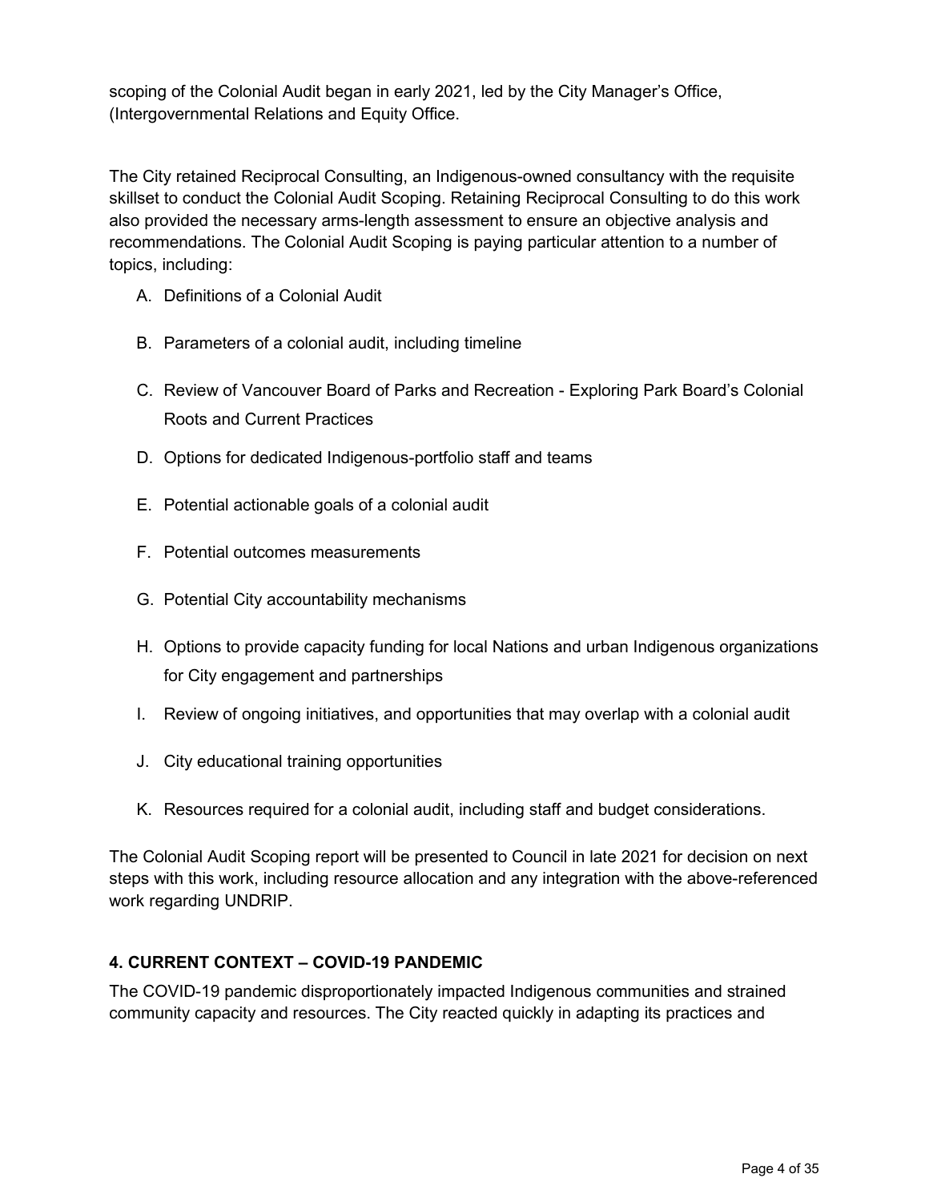scoping of the Colonial Audit began in early 2021, led by the City Manager's Office, (Intergovernmental Relations and Equity Office.

The City retained Reciprocal Consulting, an Indigenous-owned consultancy with the requisite skillset to conduct the Colonial Audit Scoping. Retaining Reciprocal Consulting to do this work also provided the necessary arms-length assessment to ensure an objective analysis and recommendations. The Colonial Audit Scoping is paying particular attention to a number of topics, including:

A. Definitions of a Colonial Audit
B. Parameters of a colonial audit, including timeline
C. Review of Vancouver Board of Parks and Recreation - Exploring Park Board's Colonial Roots and Current Practices
D. Options for dedicated Indigenous-portfolio staff and teams
E. Potential actionable goals of a colonial audit
F. Potential outcomes measurements
G. Potential City accountability mechanisms
H. Options to provide capacity funding for local Nations and urban Indigenous organizations for City engagement and partnerships
I. Review of ongoing initiatives, and opportunities that may overlap with a colonial audit
J. City educational training opportunities
K. Resources required for a colonial audit, including staff and budget considerations.

The Colonial Audit Scoping report will be presented to Council in late 2021 for decision on next steps with this work, including resource allocation and any integration with the above-referenced work regarding UNDRIP.

## 4. CURRENT CONTEXT – COVID-19 PANDEMIC

The COVID-19 pandemic disproportionately impacted Indigenous communities and strained community capacity and resources. The City reacted quickly in adapting its practices and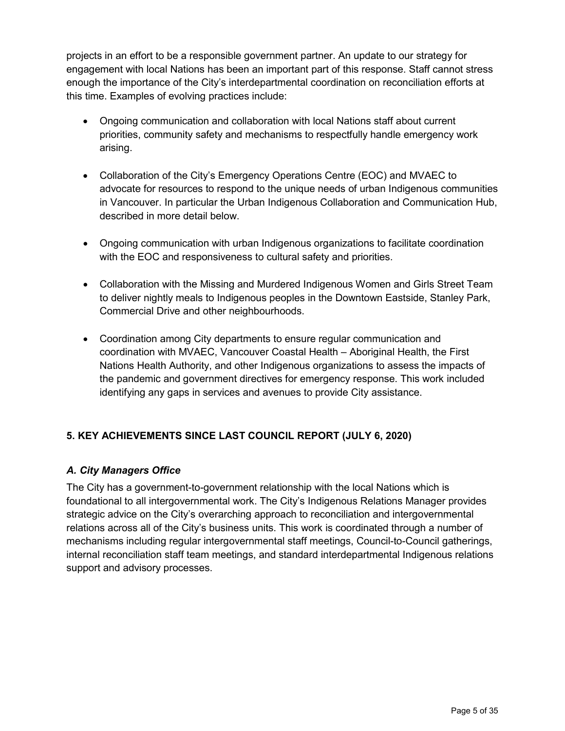projects in an effort to be a responsible government partner. An update to our strategy for engagement with local Nations has been an important part of this response. Staff cannot stress enough the importance of the City's interdepartmental coordination on reconciliation efforts at this time. Examples of evolving practices include:

- Ongoing communication and collaboration with local Nations staff about current priorities, community safety and mechanisms to respectfully handle emergency work arising.
- Collaboration of the City's Emergency Operations Centre (EOC) and MVAEC to advocate for resources to respond to the unique needs of urban Indigenous communities in Vancouver. In particular the Urban Indigenous Collaboration and Communication Hub, described in more detail below.
- Ongoing communication with urban Indigenous organizations to facilitate coordination with the EOC and responsiveness to cultural safety and priorities.
- Collaboration with the Missing and Murdered Indigenous Women and Girls Street Team to deliver nightly meals to Indigenous peoples in the Downtown Eastside, Stanley Park, Commercial Drive and other neighbourhoods.
- Coordination among City departments to ensure regular communication and coordination with MVAEC, Vancouver Coastal Health – Aboriginal Health, the First Nations Health Authority, and other Indigenous organizations to assess the impacts of the pandemic and government directives for emergency response. This work included identifying any gaps in services and avenues to provide City assistance.

## 5. KEY ACHIEVEMENTS SINCE LAST COUNCIL REPORT (JULY 6, 2020)

### *A. City Managers Office*

The City has a government-to-government relationship with the local Nations which is foundational to all intergovernmental work. The City's Indigenous Relations Manager provides strategic advice on the City's overarching approach to reconciliation and intergovernmental relations across all of the City's business units. This work is coordinated through a number of mechanisms including regular intergovernmental staff meetings, Council-to-Council gatherings, internal reconciliation staff team meetings, and standard interdepartmental Indigenous relations support and advisory processes.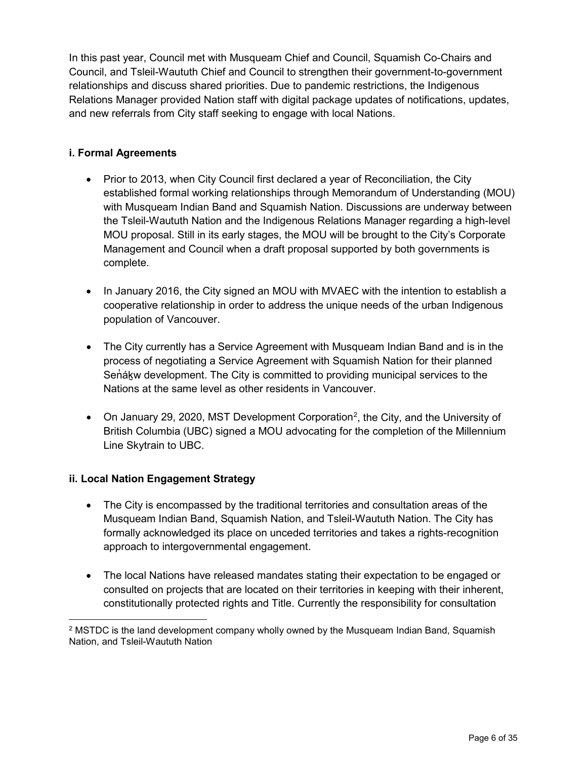In this past year, Council met with Musqueam Chief and Council, Squamish Co-Chairs and Council, and Tsleil-Waututh Chief and Council to strengthen their government-to-government relationships and discuss shared priorities. Due to pandemic restrictions, the Indigenous Relations Manager provided Nation staff with digital package updates of notifications, updates, and new referrals from City staff seeking to engage with local Nations.

### i. Formal Agreements

- Prior to 2013, when City Council first declared a year of Reconciliation, the City established formal working relationships through Memorandum of Understanding (MOU) with Musqueam Indian Band and Squamish Nation. Discussions are underway between the Tsleil-Waututh Nation and the Indigenous Relations Manager regarding a high-level MOU proposal. Still in its early stages, the MOU will be brought to the City's Corporate Management and Council when a draft proposal supported by both governments is complete.

- In January 2016, the City signed an MOU with MVAEC with the intention to establish a cooperative relationship in order to address the unique needs of the urban Indigenous population of Vancouver.

- The City currently has a Service Agreement with Musqueam Indian Band and is in the process of negotiating a Service Agreement with Squamish Nation for their planned Seńáḵw development. The City is committed to providing municipal services to the Nations at the same level as other residents in Vancouver.

- On January 29, 2020, MST Development Corporation[2], the City, and the University of British Columbia (UBC) signed a MOU advocating for the completion of the Millennium Line Skytrain to UBC.

### ii. Local Nation Engagement Strategy

- The City is encompassed by the traditional territories and consultation areas of the Musqueam Indian Band, Squamish Nation, and Tsleil-Waututh Nation. The City has formally acknowledged its place on unceded territories and takes a rights-recognition approach to intergovernmental engagement.

- The local Nations have released mandates stating their expectation to be engaged or consulted on projects that are located on their territories in keeping with their inherent, constitutionally protected rights and Title. Currently the responsibility for consultation

---

[2] MSTDC is the land development company wholly owned by the Musqueam Indian Band, Squamish Nation, and Tsleil-Waututh Nation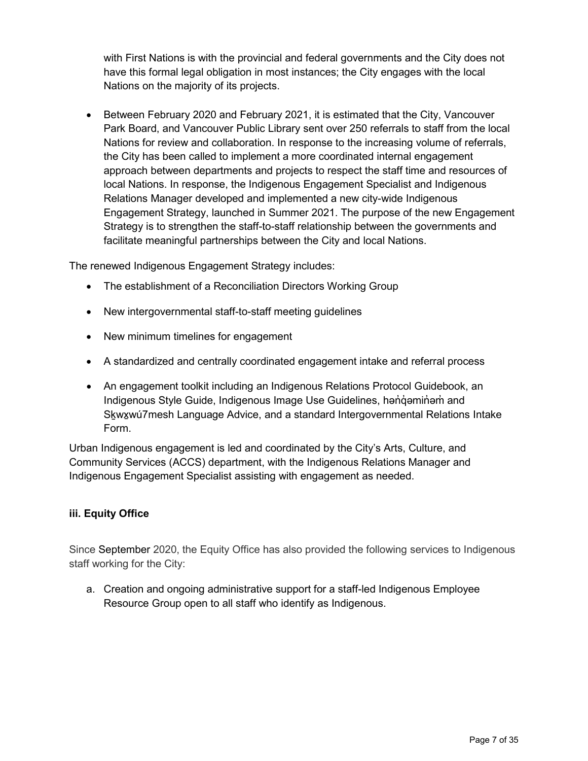with First Nations is with the provincial and federal governments and the City does not have this formal legal obligation in most instances; the City engages with the local Nations on the majority of its projects.

- Between February 2020 and February 2021, it is estimated that the City, Vancouver Park Board, and Vancouver Public Library sent over 250 referrals to staff from the local Nations for review and collaboration. In response to the increasing volume of referrals, the City has been called to implement a more coordinated internal engagement approach between departments and projects to respect the staff time and resources of local Nations. In response, the Indigenous Engagement Specialist and Indigenous Relations Manager developed and implemented a new city-wide Indigenous Engagement Strategy, launched in Summer 2021. The purpose of the new Engagement Strategy is to strengthen the staff-to-staff relationship between the governments and facilitate meaningful partnerships between the City and local Nations.

The renewed Indigenous Engagement Strategy includes:

- The establishment of a Reconciliation Directors Working Group
- New intergovernmental staff-to-staff meeting guidelines
- New minimum timelines for engagement
- A standardized and centrally coordinated engagement intake and referral process
- An engagement toolkit including an Indigenous Relations Protocol Guidebook, an Indigenous Style Guide, Indigenous Image Use Guidelines, hən̓q̓əmin̓əm̓ and Sḵwx̱wú7mesh Language Advice, and a standard Intergovernmental Relations Intake Form.

Urban Indigenous engagement is led and coordinated by the City's Arts, Culture, and Community Services (ACCS) department, with the Indigenous Relations Manager and Indigenous Engagement Specialist assisting with engagement as needed.

**iii. Equity Office**

Since September 2020, the Equity Office has also provided the following services to Indigenous staff working for the City:

a. Creation and ongoing administrative support for a staff-led Indigenous Employee Resource Group open to all staff who identify as Indigenous.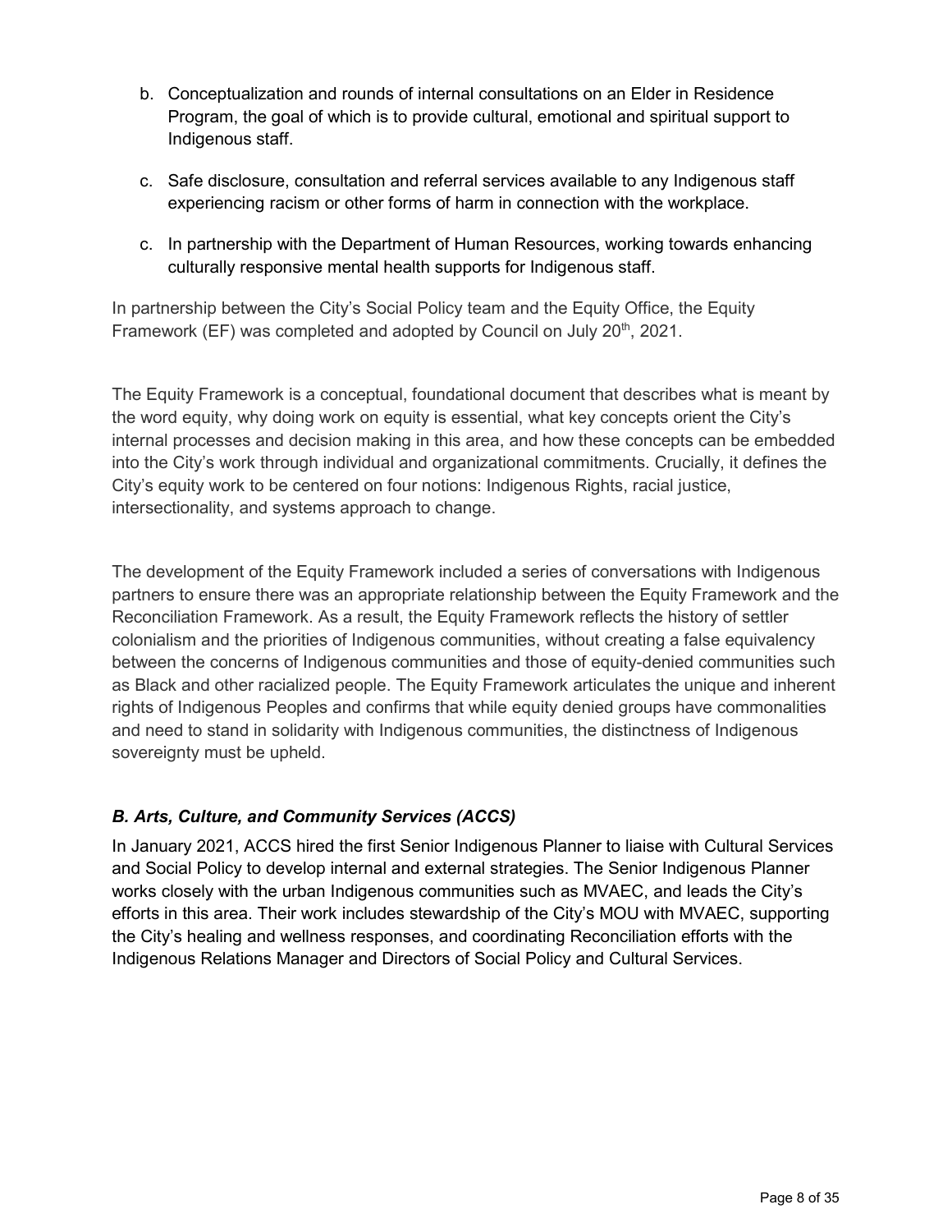b. Conceptualization and rounds of internal consultations on an Elder in Residence Program, the goal of which is to provide cultural, emotional and spiritual support to Indigenous staff.

c. Safe disclosure, consultation and referral services available to any Indigenous staff experiencing racism or other forms of harm in connection with the workplace.

c. In partnership with the Department of Human Resources, working towards enhancing culturally responsive mental health supports for Indigenous staff.

In partnership between the City's Social Policy team and the Equity Office, the Equity Framework (EF) was completed and adopted by Council on July 20th, 2021.

The Equity Framework is a conceptual, foundational document that describes what is meant by the word equity, why doing work on equity is essential, what key concepts orient the City's internal processes and decision making in this area, and how these concepts can be embedded into the City's work through individual and organizational commitments. Crucially, it defines the City's equity work to be centered on four notions: Indigenous Rights, racial justice, intersectionality, and systems approach to change.

The development of the Equity Framework included a series of conversations with Indigenous partners to ensure there was an appropriate relationship between the Equity Framework and the Reconciliation Framework. As a result, the Equity Framework reflects the history of settler colonialism and the priorities of Indigenous communities, without creating a false equivalency between the concerns of Indigenous communities and those of equity-denied communities such as Black and other racialized people. The Equity Framework articulates the unique and inherent rights of Indigenous Peoples and confirms that while equity denied groups have commonalities and need to stand in solidarity with Indigenous communities, the distinctness of Indigenous sovereignty must be upheld.

### *B. Arts, Culture, and Community Services (ACCS)*

In January 2021, ACCS hired the first Senior Indigenous Planner to liaise with Cultural Services and Social Policy to develop internal and external strategies. The Senior Indigenous Planner works closely with the urban Indigenous communities such as MVAEC, and leads the City's efforts in this area. Their work includes stewardship of the City's MOU with MVAEC, supporting the City's healing and wellness responses, and coordinating Reconciliation efforts with the Indigenous Relations Manager and Directors of Social Policy and Cultural Services.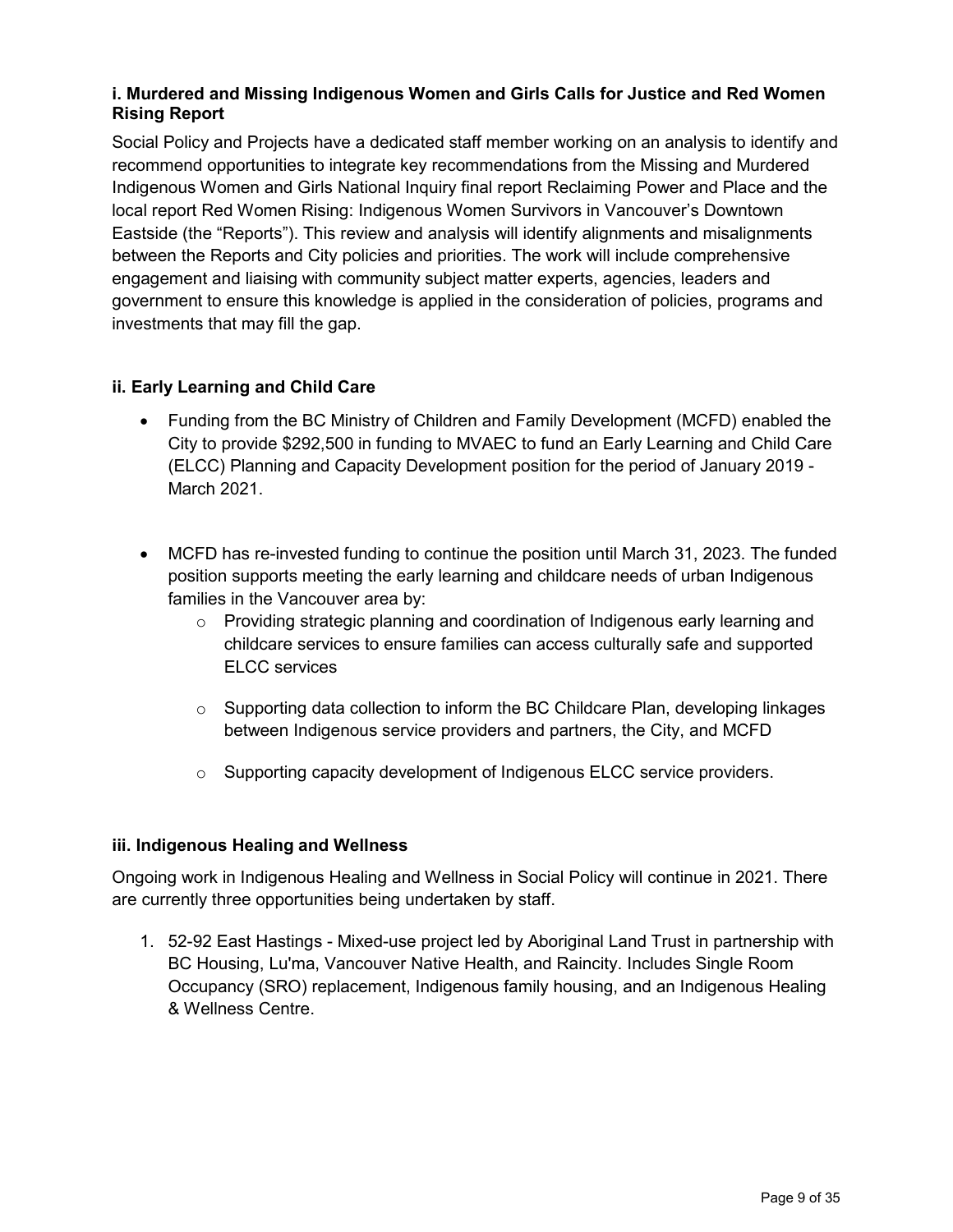**i. Murdered and Missing Indigenous Women and Girls Calls for Justice and Red Women Rising Report**

Social Policy and Projects have a dedicated staff member working on an analysis to identify and recommend opportunities to integrate key recommendations from the Missing and Murdered Indigenous Women and Girls National Inquiry final report Reclaiming Power and Place and the local report Red Women Rising: Indigenous Women Survivors in Vancouver's Downtown Eastside (the "Reports"). This review and analysis will identify alignments and misalignments between the Reports and City policies and priorities. The work will include comprehensive engagement and liaising with community subject matter experts, agencies, leaders and government to ensure this knowledge is applied in the consideration of policies, programs and investments that may fill the gap.

**ii. Early Learning and Child Care**

- Funding from the BC Ministry of Children and Family Development (MCFD) enabled the City to provide $292,500 in funding to MVAEC to fund an Early Learning and Child Care (ELCC) Planning and Capacity Development position for the period of January 2019 - March 2021.

- MCFD has re-invested funding to continue the position until March 31, 2023. The funded position supports meeting the early learning and childcare needs of urban Indigenous families in the Vancouver area by:
    - Providing strategic planning and coordination of Indigenous early learning and childcare services to ensure families can access culturally safe and supported ELCC services
    - Supporting data collection to inform the BC Childcare Plan, developing linkages between Indigenous service providers and partners, the City, and MCFD
    - Supporting capacity development of Indigenous ELCC service providers.

**iii. Indigenous Healing and Wellness**

Ongoing work in Indigenous Healing and Wellness in Social Policy will continue in 2021. There are currently three opportunities being undertaken by staff.

1. 52-92 East Hastings - Mixed-use project led by Aboriginal Land Trust in partnership with BC Housing, Lu'ma, Vancouver Native Health, and Raincity. Includes Single Room Occupancy (SRO) replacement, Indigenous family housing, and an Indigenous Healing & Wellness Centre.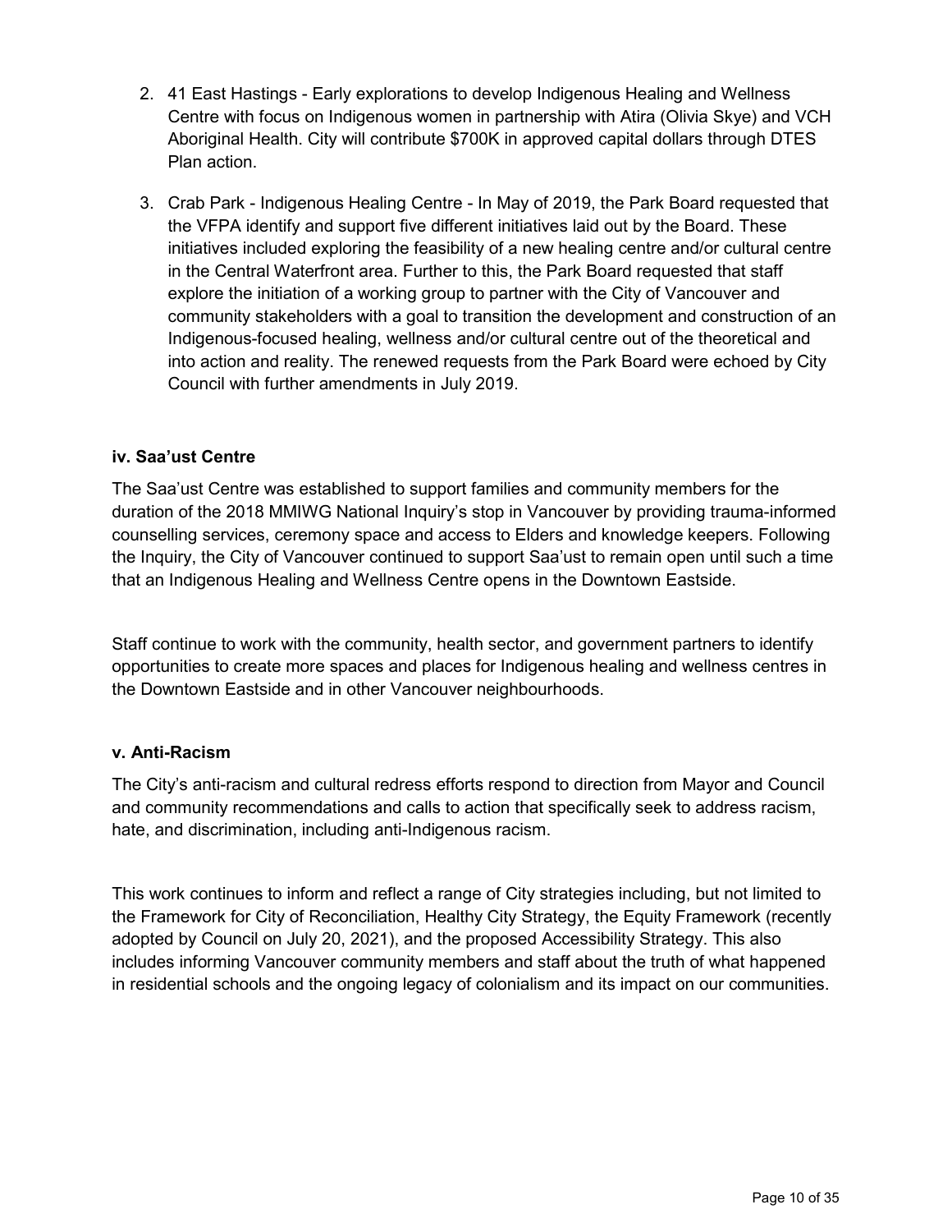2. 41 East Hastings - Early explorations to develop Indigenous Healing and Wellness Centre with focus on Indigenous women in partnership with Atira (Olivia Skye) and VCH Aboriginal Health. City will contribute $700K in approved capital dollars through DTES Plan action.

3. Crab Park - Indigenous Healing Centre - In May of 2019, the Park Board requested that the VFPA identify and support five different initiatives laid out by the Board. These initiatives included exploring the feasibility of a new healing centre and/or cultural centre in the Central Waterfront area. Further to this, the Park Board requested that staff explore the initiation of a working group to partner with the City of Vancouver and community stakeholders with a goal to transition the development and construction of an Indigenous-focused healing, wellness and/or cultural centre out of the theoretical and into action and reality. The renewed requests from the Park Board were echoed by City Council with further amendments in July 2019.

**iv. Saa'ust Centre**

The Saa'ust Centre was established to support families and community members for the duration of the 2018 MMIWG National Inquiry's stop in Vancouver by providing trauma-informed counselling services, ceremony space and access to Elders and knowledge keepers. Following the Inquiry, the City of Vancouver continued to support Saa'ust to remain open until such a time that an Indigenous Healing and Wellness Centre opens in the Downtown Eastside.

Staff continue to work with the community, health sector, and government partners to identify opportunities to create more spaces and places for Indigenous healing and wellness centres in the Downtown Eastside and in other Vancouver neighbourhoods.

**v. Anti-Racism**

The City's anti-racism and cultural redress efforts respond to direction from Mayor and Council and community recommendations and calls to action that specifically seek to address racism, hate, and discrimination, including anti-Indigenous racism.

This work continues to inform and reflect a range of City strategies including, but not limited to the Framework for City of Reconciliation, Healthy City Strategy, the Equity Framework (recently adopted by Council on July 20, 2021), and the proposed Accessibility Strategy. This also includes informing Vancouver community members and staff about the truth of what happened in residential schools and the ongoing legacy of colonialism and its impact on our communities.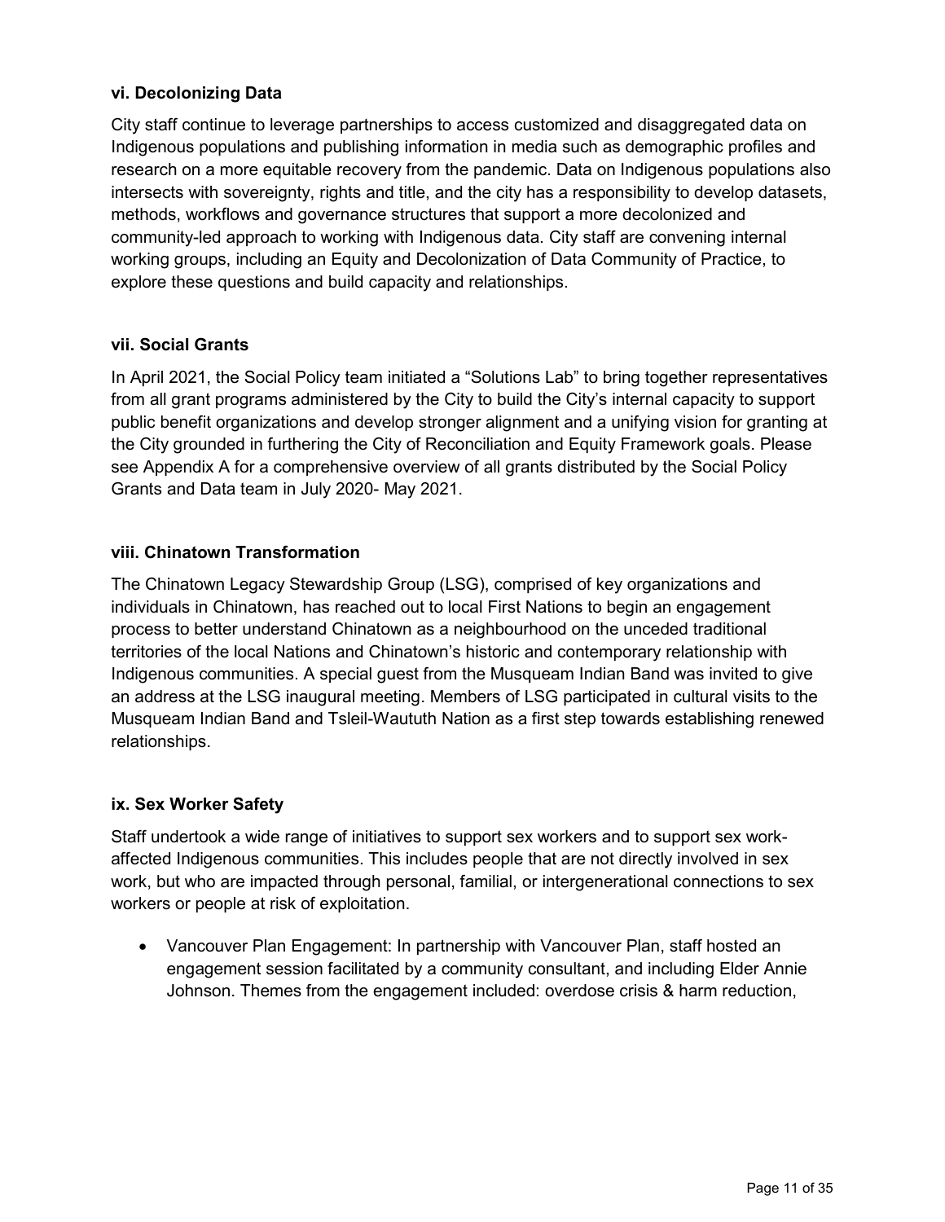#### vi. Decolonizing Data

City staff continue to leverage partnerships to access customized and disaggregated data on Indigenous populations and publishing information in media such as demographic profiles and research on a more equitable recovery from the pandemic. Data on Indigenous populations also intersects with sovereignty, rights and title, and the city has a responsibility to develop datasets, methods, workflows and governance structures that support a more decolonized and community-led approach to working with Indigenous data. City staff are convening internal working groups, including an Equity and Decolonization of Data Community of Practice, to explore these questions and build capacity and relationships.

#### vii. Social Grants

In April 2021, the Social Policy team initiated a “Solutions Lab” to bring together representatives from all grant programs administered by the City to build the City’s internal capacity to support public benefit organizations and develop stronger alignment and a unifying vision for granting at the City grounded in furthering the City of Reconciliation and Equity Framework goals. Please see Appendix A for a comprehensive overview of all grants distributed by the Social Policy Grants and Data team in July 2020- May 2021.

#### viii. Chinatown Transformation

The Chinatown Legacy Stewardship Group (LSG), comprised of key organizations and individuals in Chinatown, has reached out to local First Nations to begin an engagement process to better understand Chinatown as a neighbourhood on the unceded traditional territories of the local Nations and Chinatown’s historic and contemporary relationship with Indigenous communities. A special guest from the Musqueam Indian Band was invited to give an address at the LSG inaugural meeting. Members of LSG participated in cultural visits to the Musqueam Indian Band and Tsleil-Waututh Nation as a first step towards establishing renewed relationships.

#### ix. Sex Worker Safety

Staff undertook a wide range of initiatives to support sex workers and to support sex work-affected Indigenous communities. This includes people that are not directly involved in sex work, but who are impacted through personal, familial, or intergenerational connections to sex workers or people at risk of exploitation.

- Vancouver Plan Engagement: In partnership with Vancouver Plan, staff hosted an engagement session facilitated by a community consultant, and including Elder Annie Johnson. Themes from the engagement included: overdose crisis & harm reduction,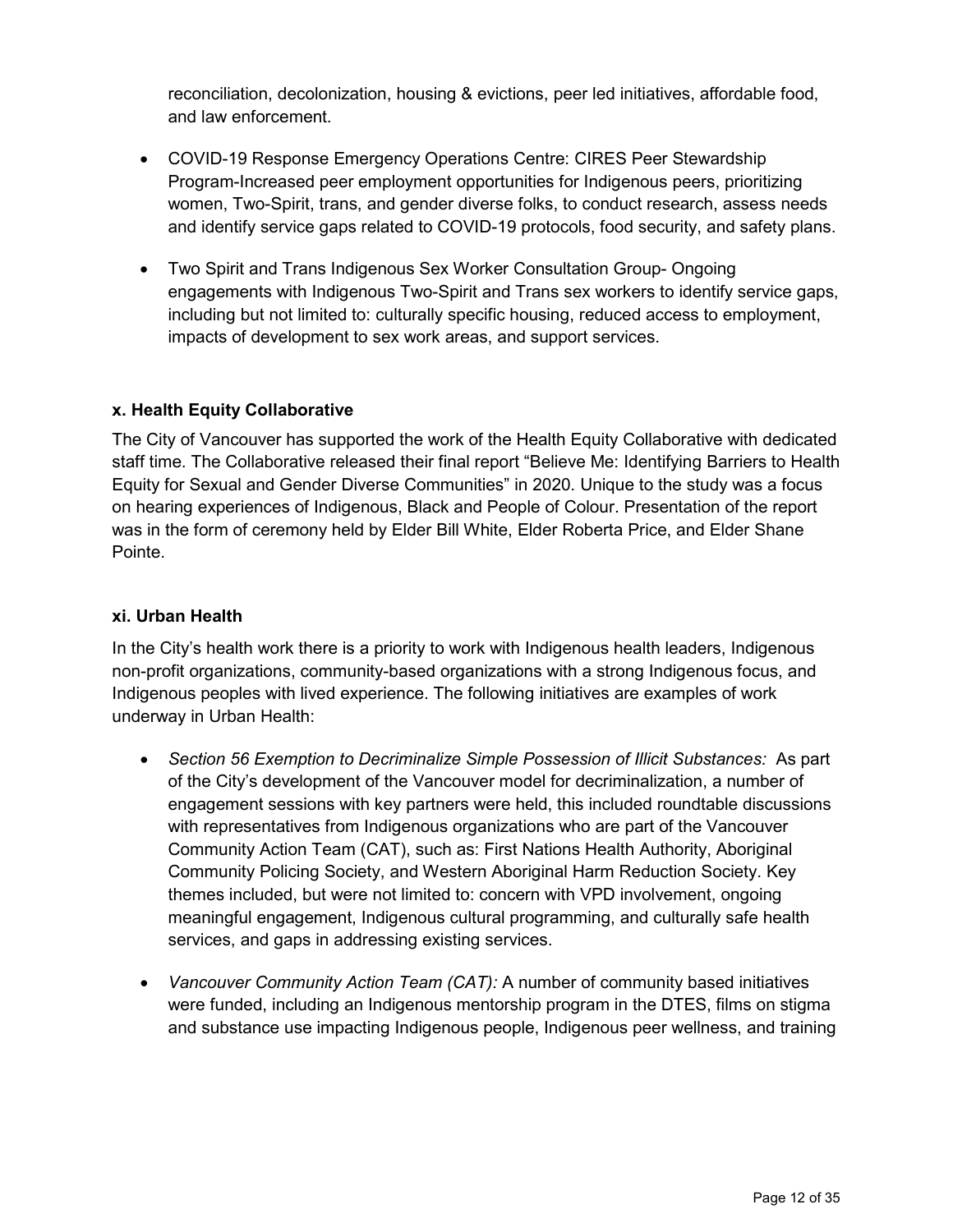reconciliation, decolonization, housing & evictions, peer led initiatives, affordable food, and law enforcement.

- COVID-19 Response Emergency Operations Centre: CIRES Peer Stewardship Program-Increased peer employment opportunities for Indigenous peers, prioritizing women, Two-Spirit, trans, and gender diverse folks, to conduct research, assess needs and identify service gaps related to COVID-19 protocols, food security, and safety plans.

- Two Spirit and Trans Indigenous Sex Worker Consultation Group- Ongoing engagements with Indigenous Two-Spirit and Trans sex workers to identify service gaps, including but not limited to: culturally specific housing, reduced access to employment, impacts of development to sex work areas, and support services.

**x. Health Equity Collaborative**

The City of Vancouver has supported the work of the Health Equity Collaborative with dedicated staff time. The Collaborative released their final report "Believe Me: Identifying Barriers to Health Equity for Sexual and Gender Diverse Communities" in 2020. Unique to the study was a focus on hearing experiences of Indigenous, Black and People of Colour. Presentation of the report was in the form of ceremony held by Elder Bill White, Elder Roberta Price, and Elder Shane Pointe.

**xi. Urban Health**

In the City's health work there is a priority to work with Indigenous health leaders, Indigenous non-profit organizations, community-based organizations with a strong Indigenous focus, and Indigenous peoples with lived experience. The following initiatives are examples of work underway in Urban Health:

- *Section 56 Exemption to Decriminalize Simple Possession of Illicit Substances:* As part of the City's development of the Vancouver model for decriminalization, a number of engagement sessions with key partners were held, this included roundtable discussions with representatives from Indigenous organizations who are part of the Vancouver Community Action Team (CAT), such as: First Nations Health Authority, Aboriginal Community Policing Society, and Western Aboriginal Harm Reduction Society. Key themes included, but were not limited to: concern with VPD involvement, ongoing meaningful engagement, Indigenous cultural programming, and culturally safe health services, and gaps in addressing existing services.

- *Vancouver Community Action Team (CAT):* A number of community based initiatives were funded, including an Indigenous mentorship program in the DTES, films on stigma and substance use impacting Indigenous people, Indigenous peer wellness, and training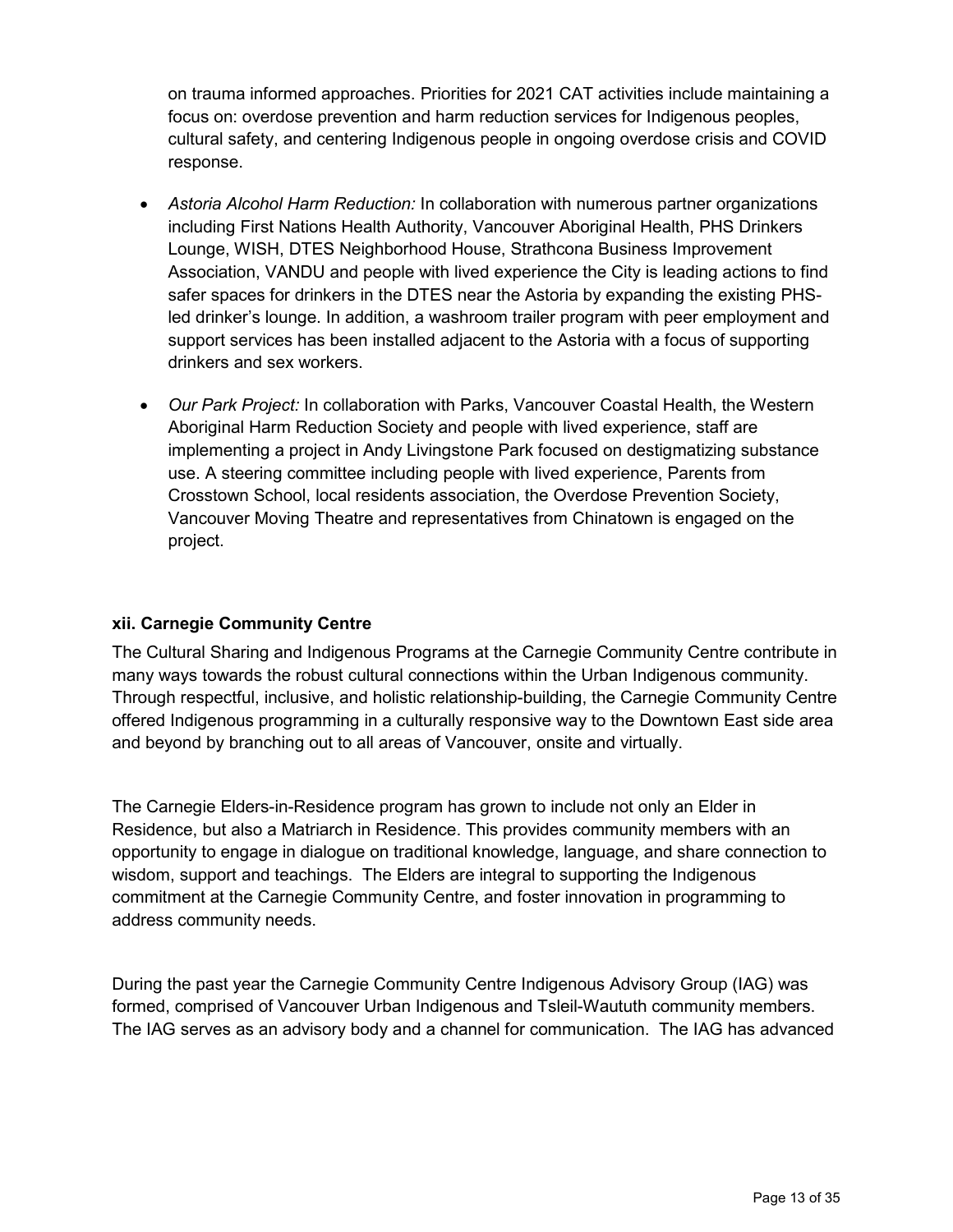on trauma informed approaches. Priorities for 2021 CAT activities include maintaining a focus on: overdose prevention and harm reduction services for Indigenous peoples, cultural safety, and centering Indigenous people in ongoing overdose crisis and COVID response.

- *Astoria Alcohol Harm Reduction:* In collaboration with numerous partner organizations including First Nations Health Authority, Vancouver Aboriginal Health, PHS Drinkers Lounge, WISH, DTES Neighborhood House, Strathcona Business Improvement Association, VANDU and people with lived experience the City is leading actions to find safer spaces for drinkers in the DTES near the Astoria by expanding the existing PHS-led drinker's lounge. In addition, a washroom trailer program with peer employment and support services has been installed adjacent to the Astoria with a focus of supporting drinkers and sex workers.

- *Our Park Project:* In collaboration with Parks, Vancouver Coastal Health, the Western Aboriginal Harm Reduction Society and people with lived experience, staff are implementing a project in Andy Livingstone Park focused on destigmatizing substance use. A steering committee including people with lived experience, Parents from Crosstown School, local residents association, the Overdose Prevention Society, Vancouver Moving Theatre and representatives from Chinatown is engaged on the project.

**xii. Carnegie Community Centre**

The Cultural Sharing and Indigenous Programs at the Carnegie Community Centre contribute in many ways towards the robust cultural connections within the Urban Indigenous community. Through respectful, inclusive, and holistic relationship-building, the Carnegie Community Centre offered Indigenous programming in a culturally responsive way to the Downtown East side area and beyond by branching out to all areas of Vancouver, onsite and virtually.

The Carnegie Elders-in-Residence program has grown to include not only an Elder in Residence, but also a Matriarch in Residence. This provides community members with an opportunity to engage in dialogue on traditional knowledge, language, and share connection to wisdom, support and teachings. The Elders are integral to supporting the Indigenous commitment at the Carnegie Community Centre, and foster innovation in programming to address community needs.

During the past year the Carnegie Community Centre Indigenous Advisory Group (IAG) was formed, comprised of Vancouver Urban Indigenous and Tsleil-Waututh community members. The IAG serves as an advisory body and a channel for communication. The IAG has advanced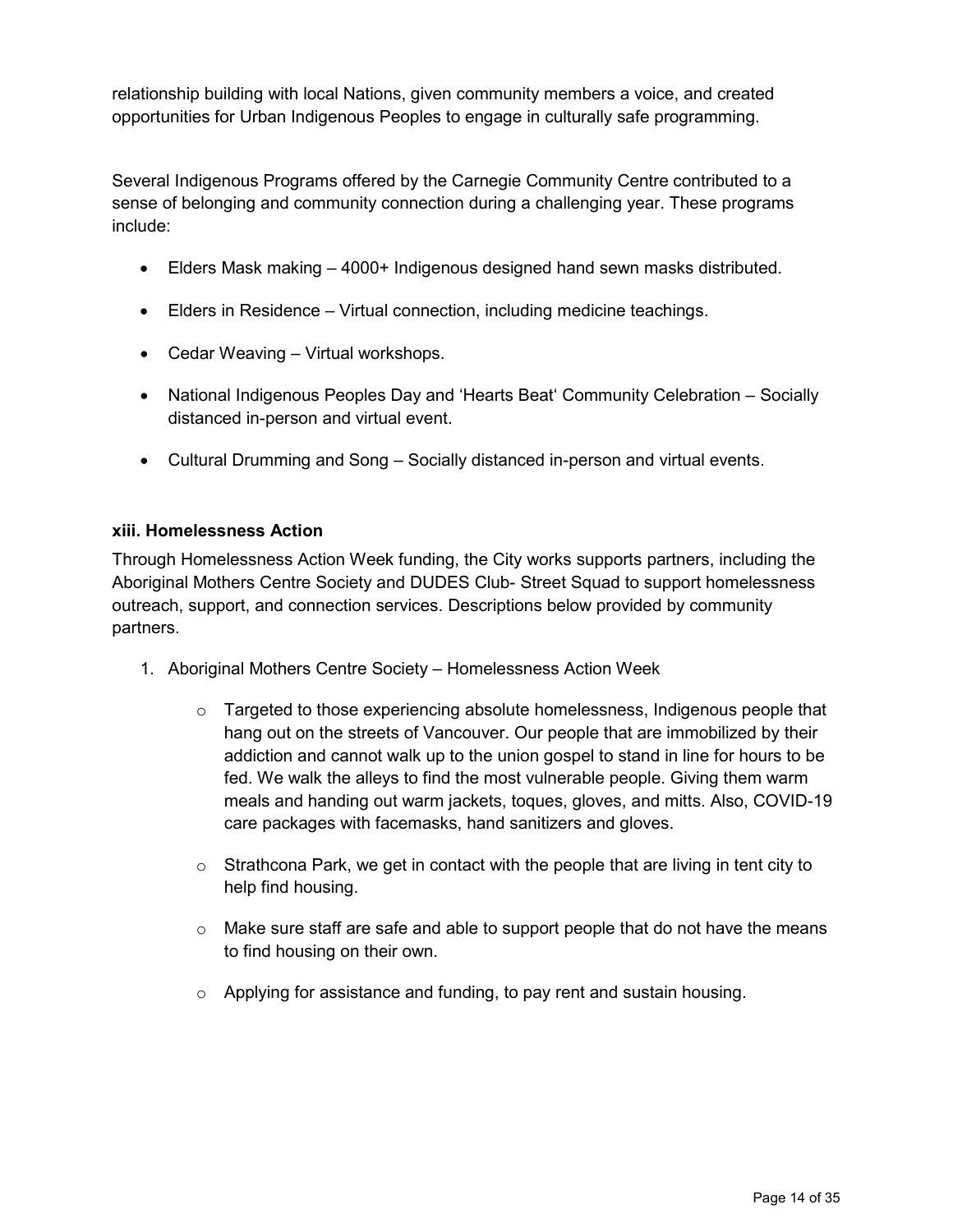relationship building with local Nations, given community members a voice, and created opportunities for Urban Indigenous Peoples to engage in culturally safe programming.

Several Indigenous Programs offered by the Carnegie Community Centre contributed to a sense of belonging and community connection during a challenging year. These programs include:

- Elders Mask making – 4000+ Indigenous designed hand sewn masks distributed.
- Elders in Residence – Virtual connection, including medicine teachings.
- Cedar Weaving – Virtual workshops.
- National Indigenous Peoples Day and 'Hearts Beat' Community Celebration – Socially distanced in-person and virtual event.
- Cultural Drumming and Song – Socially distanced in-person and virtual events.

### xiii. Homelessness Action

Through Homelessness Action Week funding, the City works supports partners, including the Aboriginal Mothers Centre Society and DUDES Club- Street Squad to support homelessness outreach, support, and connection services. Descriptions below provided by community partners.

1. Aboriginal Mothers Centre Society – Homelessness Action Week
    - Targeted to those experiencing absolute homelessness, Indigenous people that hang out on the streets of Vancouver. Our people that are immobilized by their addiction and cannot walk up to the union gospel to stand in line for hours to be fed. We walk the alleys to find the most vulnerable people. Giving them warm meals and handing out warm jackets, toques, gloves, and mitts. Also, COVID-19 care packages with facemasks, hand sanitizers and gloves.
    - Strathcona Park, we get in contact with the people that are living in tent city to help find housing.
    - Make sure staff are safe and able to support people that do not have the means to find housing on their own.
    - Applying for assistance and funding, to pay rent and sustain housing.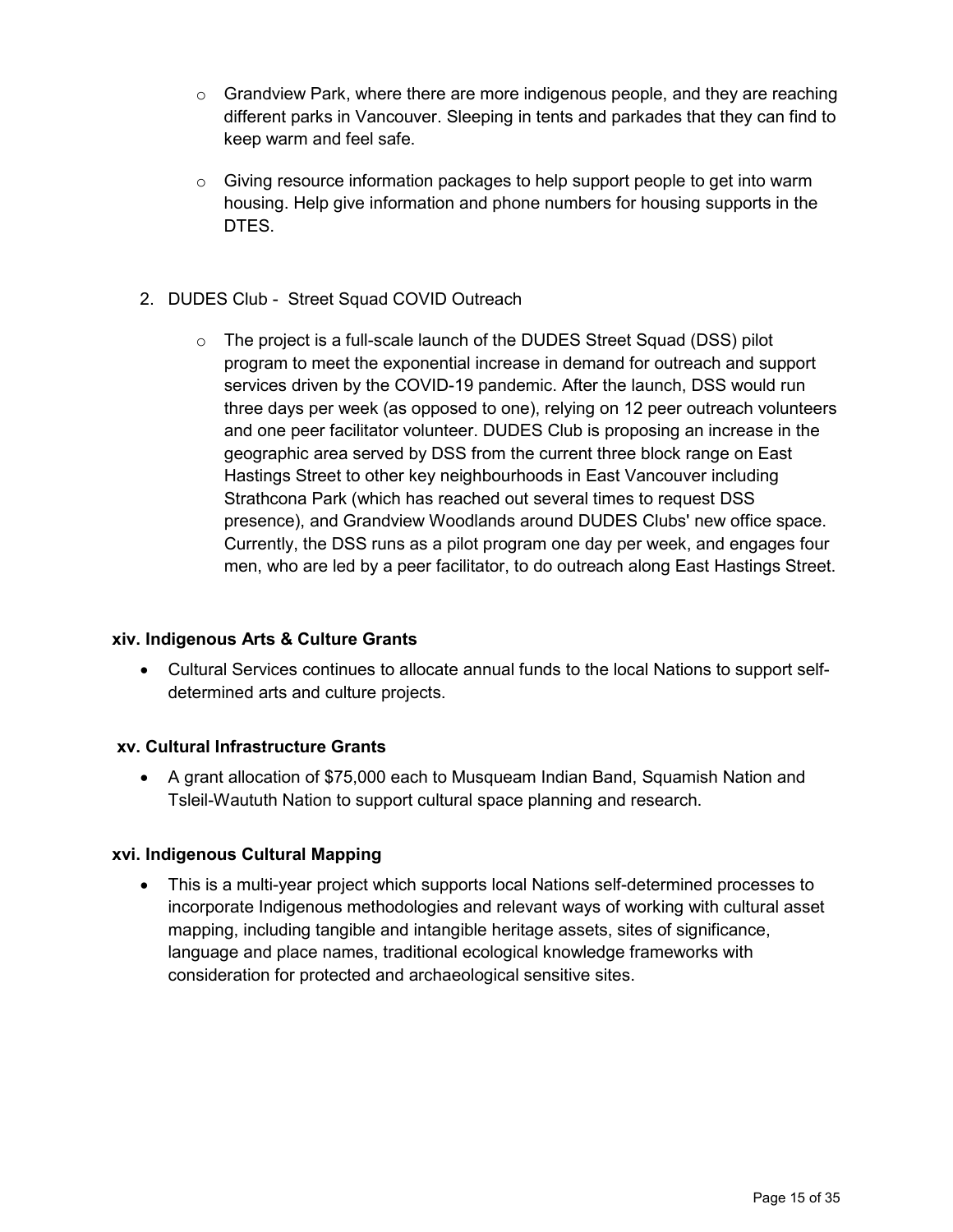- Grandview Park, where there are more indigenous people, and they are reaching different parks in Vancouver. Sleeping in tents and parkades that they can find to keep warm and feel safe.
- Giving resource information packages to help support people to get into warm housing. Help give information and phone numbers for housing supports in the DTES.

2. DUDES Club - Street Squad COVID Outreach

    - The project is a full-scale launch of the DUDES Street Squad (DSS) pilot program to meet the exponential increase in demand for outreach and support services driven by the COVID-19 pandemic. After the launch, DSS would run three days per week (as opposed to one), relying on 12 peer outreach volunteers and one peer facilitator volunteer. DUDES Club is proposing an increase in the geographic area served by DSS from the current three block range on East Hastings Street to other key neighbourhoods in East Vancouver including Strathcona Park (which has reached out several times to request DSS presence), and Grandview Woodlands around DUDES Clubs' new office space. Currently, the DSS runs as a pilot program one day per week, and engages four men, who are led by a peer facilitator, to do outreach along East Hastings Street.

**xiv. Indigenous Arts & Culture Grants**

- Cultural Services continues to allocate annual funds to the local Nations to support self-determined arts and culture projects.

**xv. Cultural Infrastructure Grants**

- A grant allocation of $75,000 each to Musqueam Indian Band, Squamish Nation and Tsleil-Waututh Nation to support cultural space planning and research.

**xvi. Indigenous Cultural Mapping**

- This is a multi-year project which supports local Nations self-determined processes to incorporate Indigenous methodologies and relevant ways of working with cultural asset mapping, including tangible and intangible heritage assets, sites of significance, language and place names, traditional ecological knowledge frameworks with consideration for protected and archaeological sensitive sites.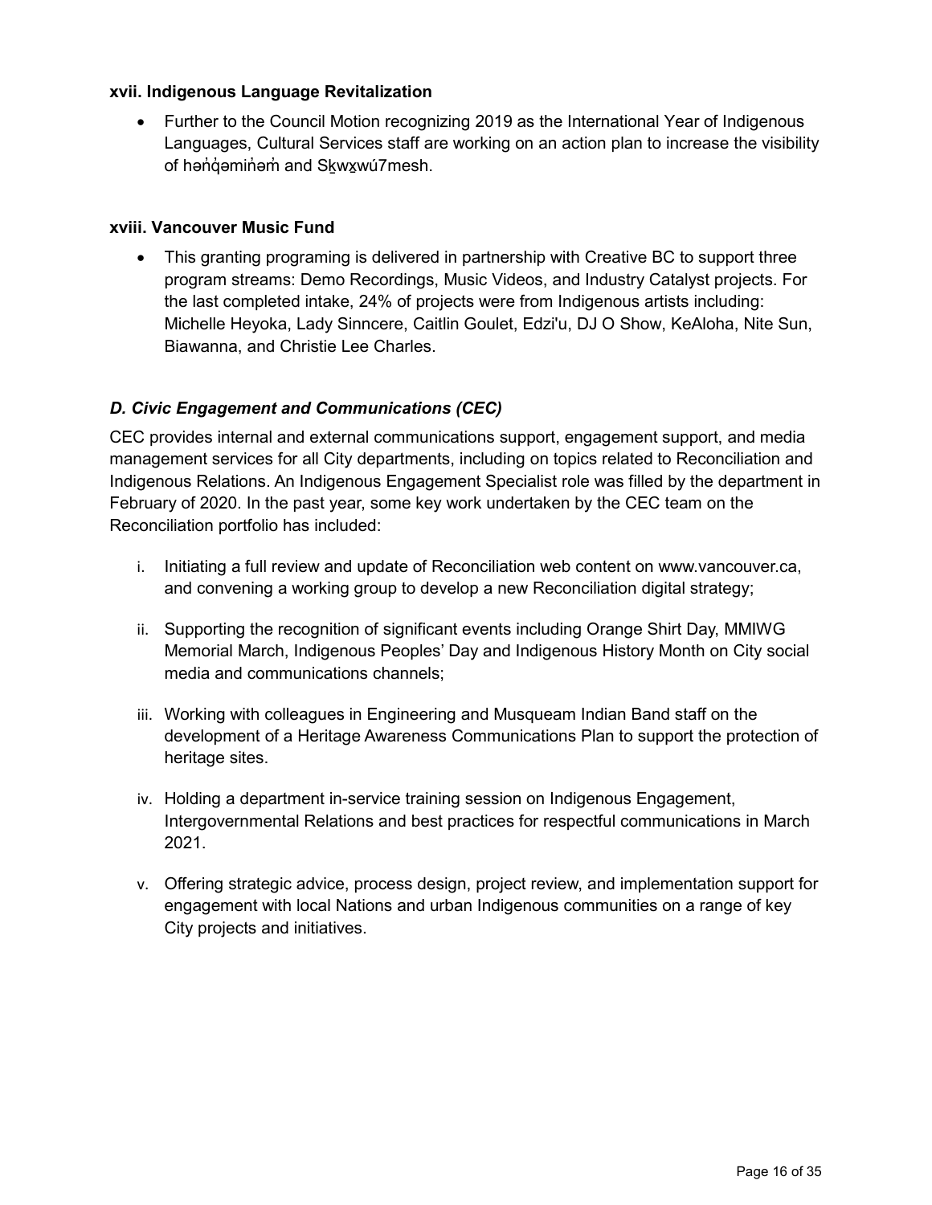**xvii. Indigenous Language Revitalization**

- Further to the Council Motion recognizing 2019 as the International Year of Indigenous Languages, Cultural Services staff are working on an action plan to increase the visibility of hənq̓əminəm̓ and Sḵwx̱wú7mesh.

**xviii. Vancouver Music Fund**

- This granting programing is delivered in partnership with Creative BC to support three program streams: Demo Recordings, Music Videos, and Industry Catalyst projects. For the last completed intake, 24% of projects were from Indigenous artists including: Michelle Heyoka, Lady Sinncere, Caitlin Goulet, Edzi'u, DJ O Show, KeAloha, Nite Sun, Biawanna, and Christie Lee Charles.

### *D. Civic Engagement and Communications (CEC)*

CEC provides internal and external communications support, engagement support, and media management services for all City departments, including on topics related to Reconciliation and Indigenous Relations. An Indigenous Engagement Specialist role was filled by the department in February of 2020. In the past year, some key work undertaken by the CEC team on the Reconciliation portfolio has included:

i. Initiating a full review and update of Reconciliation web content on www.vancouver.ca, and convening a working group to develop a new Reconciliation digital strategy;

ii. Supporting the recognition of significant events including Orange Shirt Day, MMIWG Memorial March, Indigenous Peoples' Day and Indigenous History Month on City social media and communications channels;

iii. Working with colleagues in Engineering and Musqueam Indian Band staff on the development of a Heritage Awareness Communications Plan to support the protection of heritage sites.

iv. Holding a department in-service training session on Indigenous Engagement, Intergovernmental Relations and best practices for respectful communications in March 2021.

v. Offering strategic advice, process design, project review, and implementation support for engagement with local Nations and urban Indigenous communities on a range of key City projects and initiatives.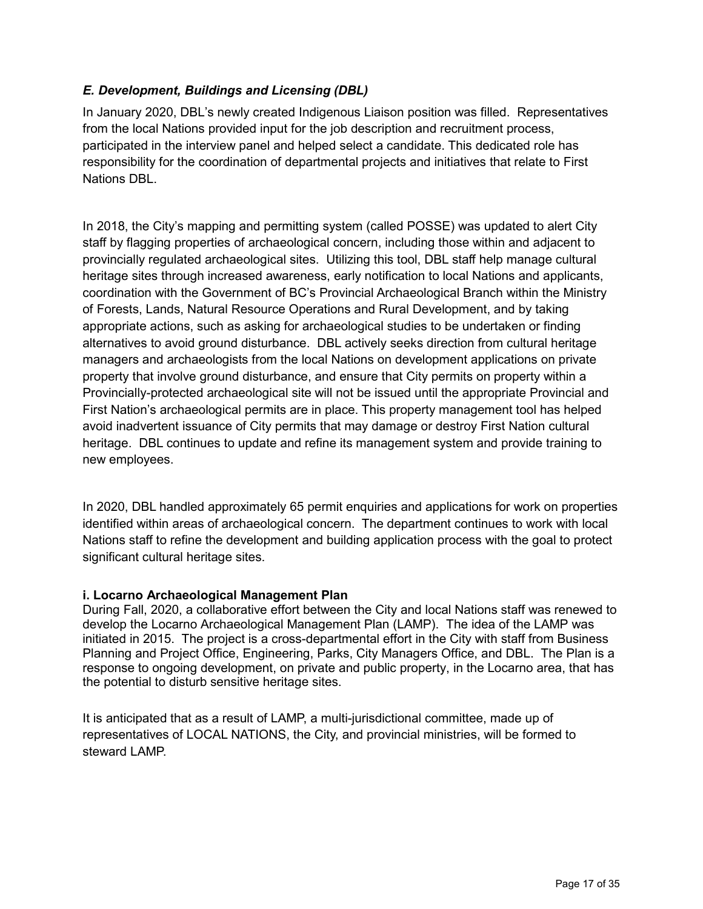### *E. Development, Buildings and Licensing (DBL)*

In January 2020, DBL's newly created Indigenous Liaison position was filled. Representatives from the local Nations provided input for the job description and recruitment process, participated in the interview panel and helped select a candidate. This dedicated role has responsibility for the coordination of departmental projects and initiatives that relate to First Nations DBL.

In 2018, the City's mapping and permitting system (called POSSE) was updated to alert City staff by flagging properties of archaeological concern, including those within and adjacent to provincially regulated archaeological sites. Utilizing this tool, DBL staff help manage cultural heritage sites through increased awareness, early notification to local Nations and applicants, coordination with the Government of BC's Provincial Archaeological Branch within the Ministry of Forests, Lands, Natural Resource Operations and Rural Development, and by taking appropriate actions, such as asking for archaeological studies to be undertaken or finding alternatives to avoid ground disturbance. DBL actively seeks direction from cultural heritage managers and archaeologists from the local Nations on development applications on private property that involve ground disturbance, and ensure that City permits on property within a Provincially-protected archaeological site will not be issued until the appropriate Provincial and First Nation's archaeological permits are in place. This property management tool has helped avoid inadvertent issuance of City permits that may damage or destroy First Nation cultural heritage. DBL continues to update and refine its management system and provide training to new employees.

In 2020, DBL handled approximately 65 permit enquiries and applications for work on properties identified within areas of archaeological concern. The department continues to work with local Nations staff to refine the development and building application process with the goal to protect significant cultural heritage sites.

#### i. Locarno Archaeological Management Plan

During Fall, 2020, a collaborative effort between the City and local Nations staff was renewed to develop the Locarno Archaeological Management Plan (LAMP). The idea of the LAMP was initiated in 2015. The project is a cross-departmental effort in the City with staff from Business Planning and Project Office, Engineering, Parks, City Managers Office, and DBL. The Plan is a response to ongoing development, on private and public property, in the Locarno area, that has the potential to disturb sensitive heritage sites.

It is anticipated that as a result of LAMP, a multi-jurisdictional committee, made up of representatives of LOCAL NATIONS, the City, and provincial ministries, will be formed to steward LAMP.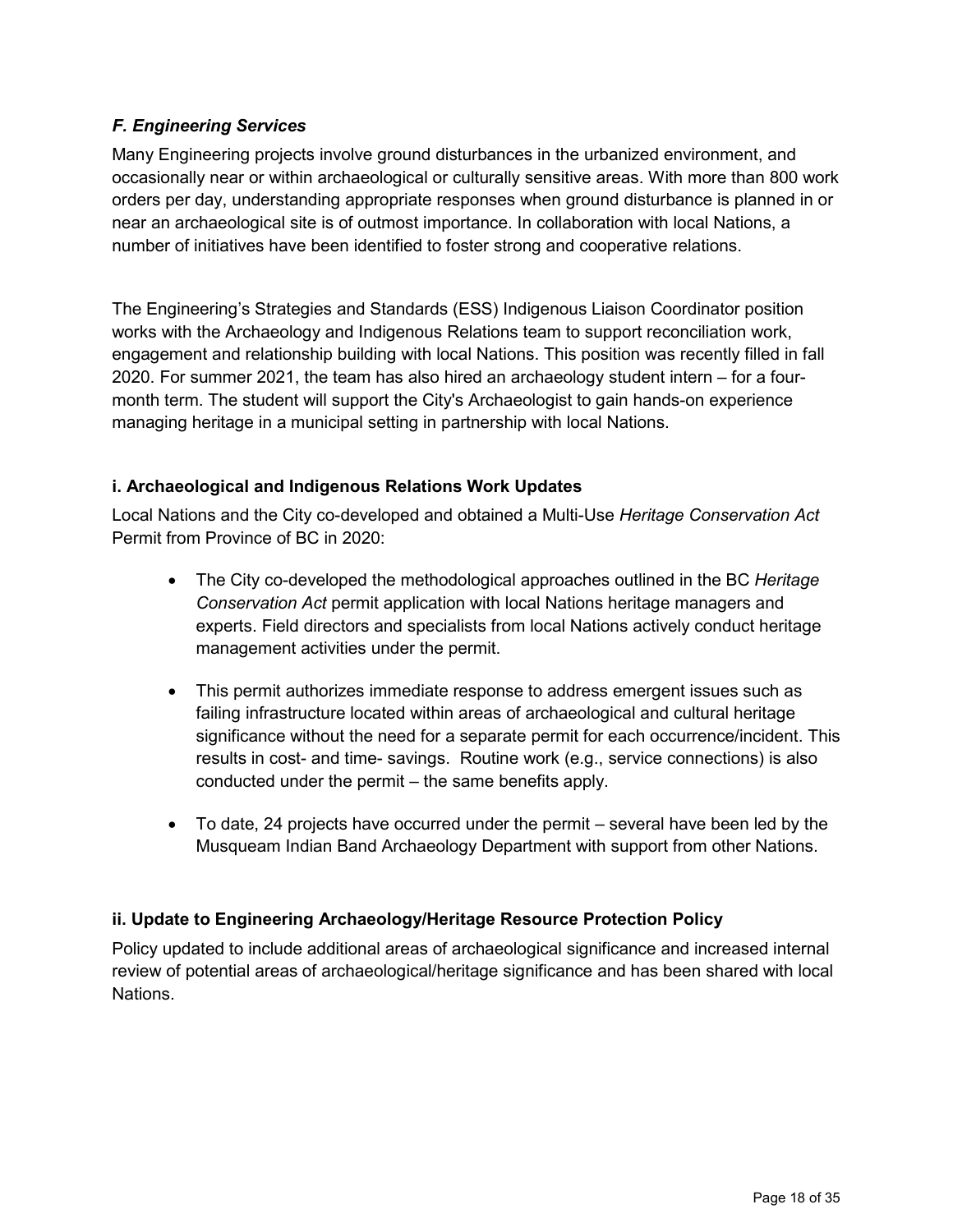### *F. Engineering Services*

Many Engineering projects involve ground disturbances in the urbanized environment, and occasionally near or within archaeological or culturally sensitive areas. With more than 800 work orders per day, understanding appropriate responses when ground disturbance is planned in or near an archaeological site is of outmost importance. In collaboration with local Nations, a number of initiatives have been identified to foster strong and cooperative relations.

The Engineering's Strategies and Standards (ESS) Indigenous Liaison Coordinator position works with the Archaeology and Indigenous Relations team to support reconciliation work, engagement and relationship building with local Nations. This position was recently filled in fall 2020. For summer 2021, the team has also hired an archaeology student intern – for a four-month term. The student will support the City's Archaeologist to gain hands-on experience managing heritage in a municipal setting in partnership with local Nations.

#### i. Archaeological and Indigenous Relations Work Updates

Local Nations and the City co-developed and obtained a Multi-Use *Heritage Conservation Act* Permit from Province of BC in 2020:

- The City co-developed the methodological approaches outlined in the BC *Heritage Conservation Act* permit application with local Nations heritage managers and experts. Field directors and specialists from local Nations actively conduct heritage management activities under the permit.
- This permit authorizes immediate response to address emergent issues such as failing infrastructure located within areas of archaeological and cultural heritage significance without the need for a separate permit for each occurrence/incident. This results in cost- and time- savings. Routine work (e.g., service connections) is also conducted under the permit – the same benefits apply.
- To date, 24 projects have occurred under the permit – several have been led by the Musqueam Indian Band Archaeology Department with support from other Nations.

#### ii. Update to Engineering Archaeology/Heritage Resource Protection Policy

Policy updated to include additional areas of archaeological significance and increased internal review of potential areas of archaeological/heritage significance and has been shared with local Nations.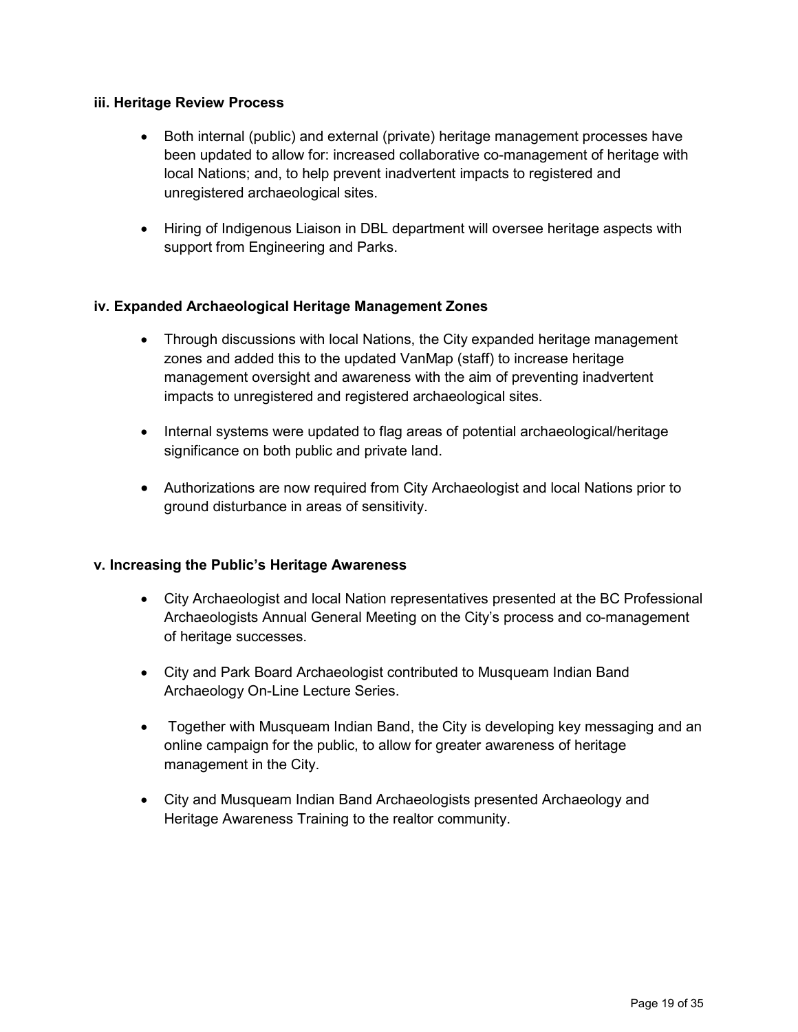**iii. Heritage Review Process**

- Both internal (public) and external (private) heritage management processes have been updated to allow for: increased collaborative co-management of heritage with local Nations; and, to help prevent inadvertent impacts to registered and unregistered archaeological sites.
- Hiring of Indigenous Liaison in DBL department will oversee heritage aspects with support from Engineering and Parks.

**iv. Expanded Archaeological Heritage Management Zones**

- Through discussions with local Nations, the City expanded heritage management zones and added this to the updated VanMap (staff) to increase heritage management oversight and awareness with the aim of preventing inadvertent impacts to unregistered and registered archaeological sites.
- Internal systems were updated to flag areas of potential archaeological/heritage significance on both public and private land.
- Authorizations are now required from City Archaeologist and local Nations prior to ground disturbance in areas of sensitivity.

**v. Increasing the Public's Heritage Awareness**

- City Archaeologist and local Nation representatives presented at the BC Professional Archaeologists Annual General Meeting on the City's process and co-management of heritage successes.
- City and Park Board Archaeologist contributed to Musqueam Indian Band Archaeology On-Line Lecture Series.
- Together with Musqueam Indian Band, the City is developing key messaging and an online campaign for the public, to allow for greater awareness of heritage management in the City.
- City and Musqueam Indian Band Archaeologists presented Archaeology and Heritage Awareness Training to the realtor community.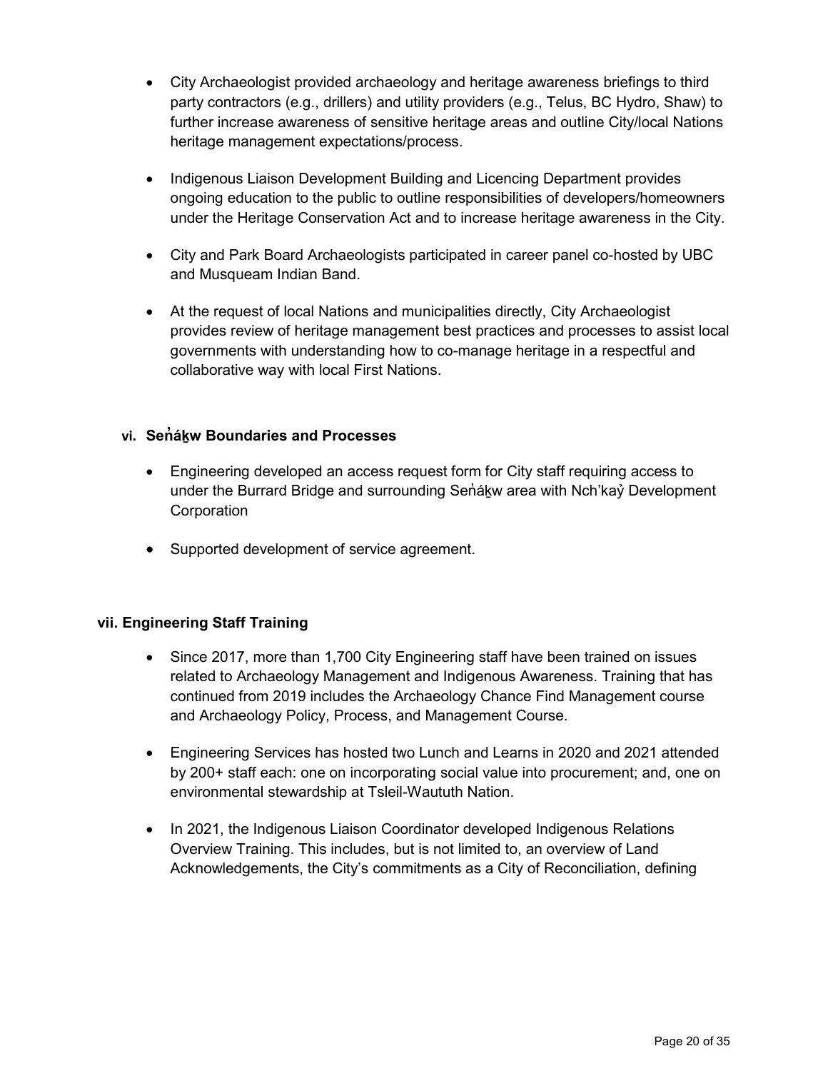- City Archaeologist provided archaeology and heritage awareness briefings to third party contractors (e.g., drillers) and utility providers (e.g., Telus, BC Hydro, Shaw) to further increase awareness of sensitive heritage areas and outline City/local Nations heritage management expectations/process.

- Indigenous Liaison Development Building and Licencing Department provides ongoing education to the public to outline responsibilities of developers/homeowners under the Heritage Conservation Act and to increase heritage awareness in the City.

- City and Park Board Archaeologists participated in career panel co-hosted by UBC and Musqueam Indian Band.

- At the request of local Nations and municipalities directly, City Archaeologist provides review of heritage management best practices and processes to assist local governments with understanding how to co-manage heritage in a respectful and collaborative way with local First Nations.

### vi. Seṅáḵw Boundaries and Processes

- Engineering developed an access request form for City staff requiring access to under the Burrard Bridge and surrounding Seṅáḵw area with Nch'kaỷ Development Corporation

- Supported development of service agreement.

### vii. Engineering Staff Training

- Since 2017, more than 1,700 City Engineering staff have been trained on issues related to Archaeology Management and Indigenous Awareness. Training that has continued from 2019 includes the Archaeology Chance Find Management course and Archaeology Policy, Process, and Management Course.

- Engineering Services has hosted two Lunch and Learns in 2020 and 2021 attended by 200+ staff each: one on incorporating social value into procurement; and, one on environmental stewardship at Tsleil-Waututh Nation.

- In 2021, the Indigenous Liaison Coordinator developed Indigenous Relations Overview Training. This includes, but is not limited to, an overview of Land Acknowledgements, the City's commitments as a City of Reconciliation, defining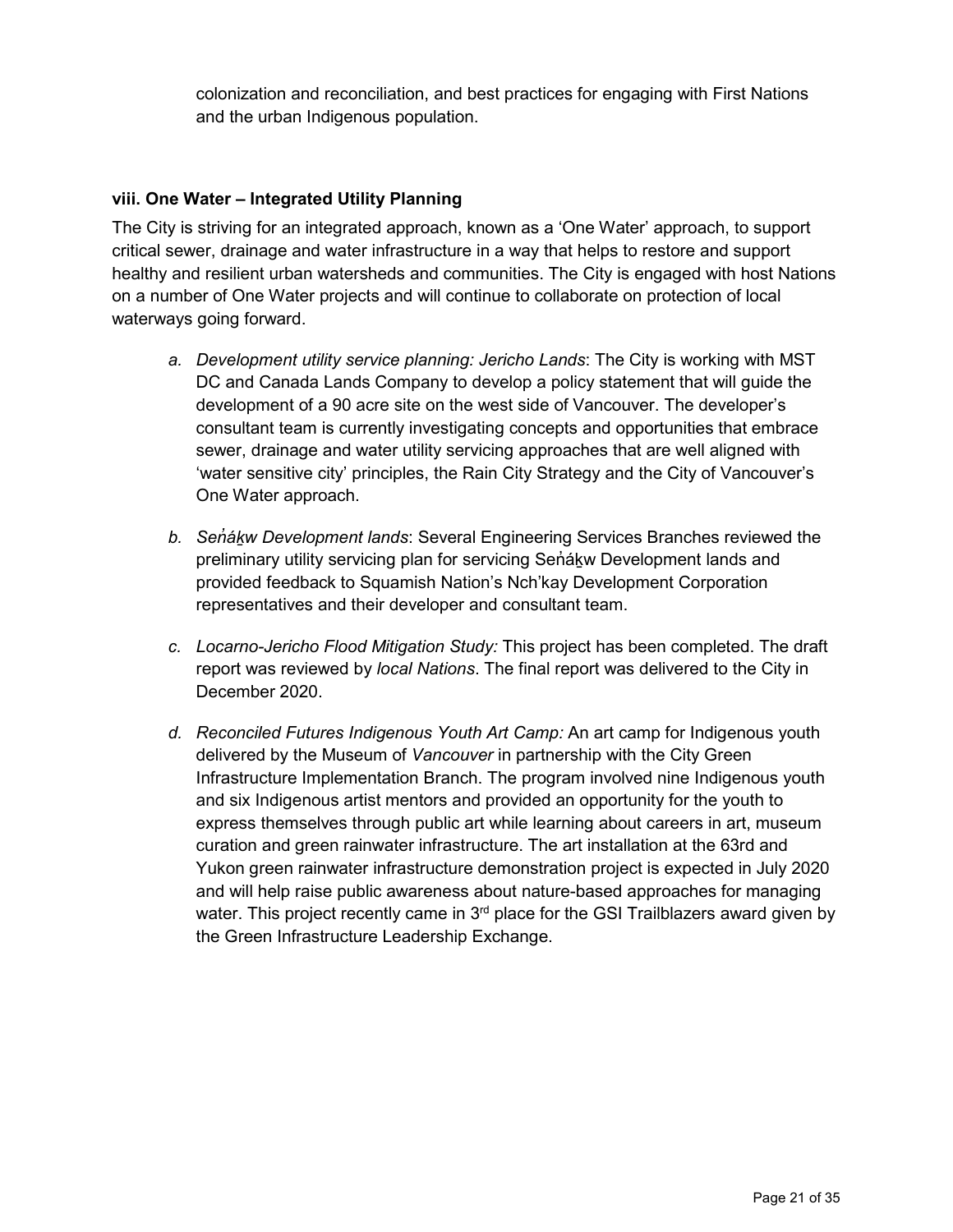colonization and reconciliation, and best practices for engaging with First Nations and the urban Indigenous population.

**viii. One Water – Integrated Utility Planning**

The City is striving for an integrated approach, known as a 'One Water' approach, to support critical sewer, drainage and water infrastructure in a way that helps to restore and support healthy and resilient urban watersheds and communities. The City is engaged with host Nations on a number of One Water projects and will continue to collaborate on protection of local waterways going forward.

a. *Development utility service planning: Jericho Lands*: The City is working with MST DC and Canada Lands Company to develop a policy statement that will guide the development of a 90 acre site on the west side of Vancouver. The developer's consultant team is currently investigating concepts and opportunities that embrace sewer, drainage and water utility servicing approaches that are well aligned with 'water sensitive city' principles, the Rain City Strategy and the City of Vancouver's One Water approach.

b. *Seṅáḵw Development lands*: Several Engineering Services Branches reviewed the preliminary utility servicing plan for servicing Seṅáḵw Development lands and provided feedback to Squamish Nation's Nch'kay Development Corporation representatives and their developer and consultant team.

c. *Locarno-Jericho Flood Mitigation Study:* This project has been completed. The draft report was reviewed by *local Nations*. The final report was delivered to the City in December 2020.

d. *Reconciled Futures Indigenous Youth Art Camp:* An art camp for Indigenous youth delivered by the Museum of *Vancouver* in partnership with the City Green Infrastructure Implementation Branch. The program involved nine Indigenous youth and six Indigenous artist mentors and provided an opportunity for the youth to express themselves through public art while learning about careers in art, museum curation and green rainwater infrastructure. The art installation at the 63rd and Yukon green rainwater infrastructure demonstration project is expected in July 2020 and will help raise public awareness about nature-based approaches for managing water. This project recently came in 3rd place for the GSI Trailblazers award given by the Green Infrastructure Leadership Exchange.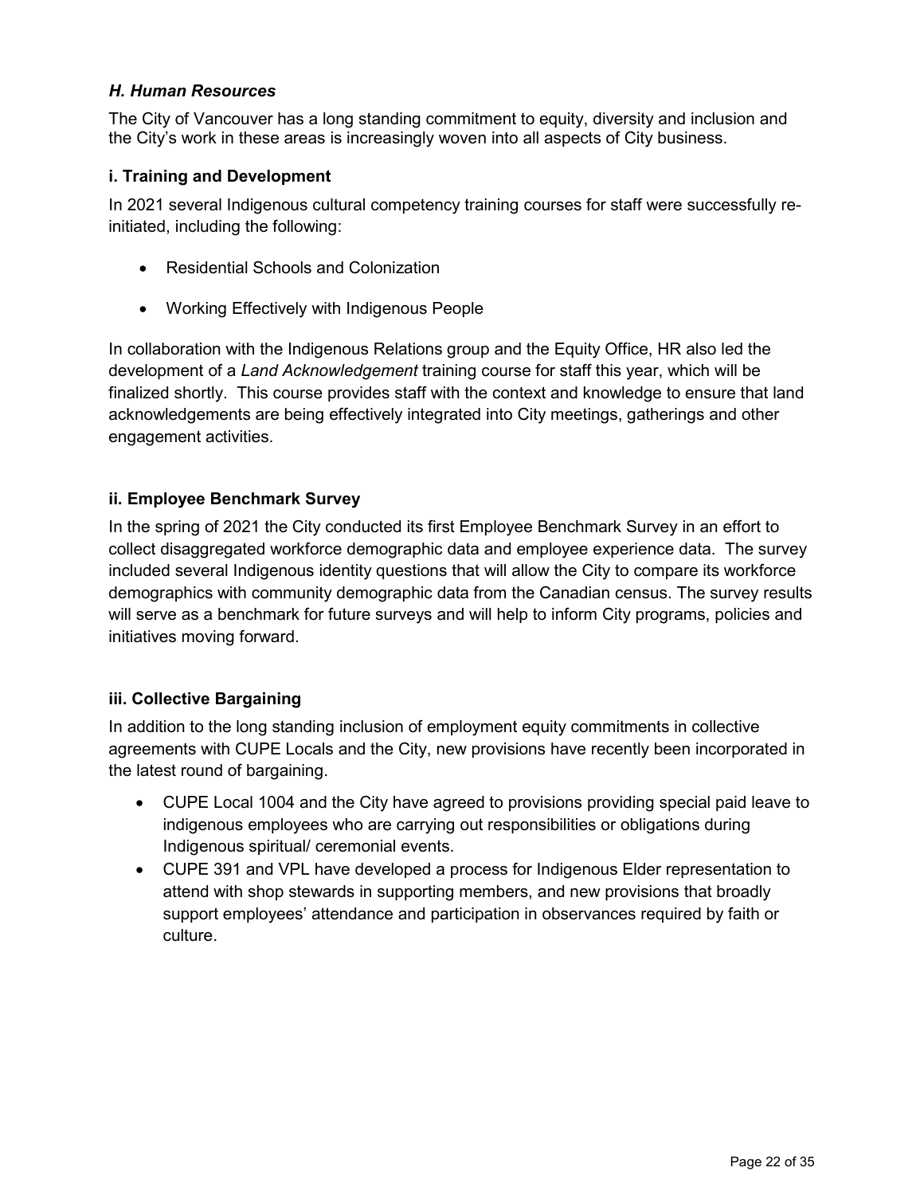### *H. Human Resources*

The City of Vancouver has a long standing commitment to equity, diversity and inclusion and the City's work in these areas is increasingly woven into all aspects of City business.

#### i. Training and Development

In 2021 several Indigenous cultural competency training courses for staff were successfully re-initiated, including the following:

- Residential Schools and Colonization
- Working Effectively with Indigenous People

In collaboration with the Indigenous Relations group and the Equity Office, HR also led the development of a *Land Acknowledgement* training course for staff this year, which will be finalized shortly. This course provides staff with the context and knowledge to ensure that land acknowledgements are being effectively integrated into City meetings, gatherings and other engagement activities.

#### ii. Employee Benchmark Survey

In the spring of 2021 the City conducted its first Employee Benchmark Survey in an effort to collect disaggregated workforce demographic data and employee experience data. The survey included several Indigenous identity questions that will allow the City to compare its workforce demographics with community demographic data from the Canadian census. The survey results will serve as a benchmark for future surveys and will help to inform City programs, policies and initiatives moving forward.

#### iii. Collective Bargaining

In addition to the long standing inclusion of employment equity commitments in collective agreements with CUPE Locals and the City, new provisions have recently been incorporated in the latest round of bargaining.

- CUPE Local 1004 and the City have agreed to provisions providing special paid leave to indigenous employees who are carrying out responsibilities or obligations during Indigenous spiritual/ ceremonial events.
- CUPE 391 and VPL have developed a process for Indigenous Elder representation to attend with shop stewards in supporting members, and new provisions that broadly support employees' attendance and participation in observances required by faith or culture.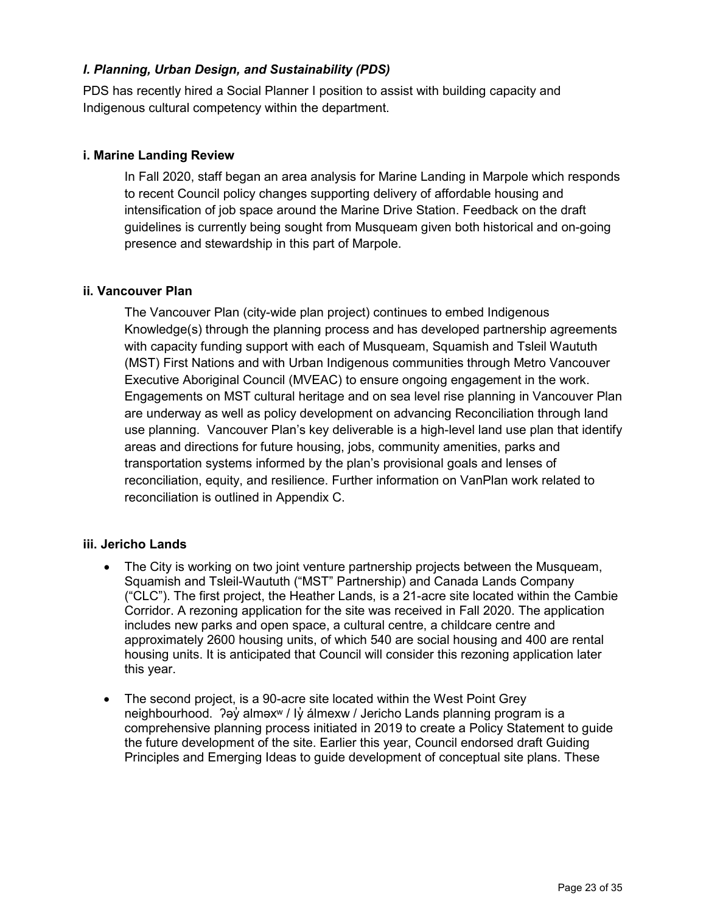### *I. Planning, Urban Design, and Sustainability (PDS)*

PDS has recently hired a Social Planner I position to assist with building capacity and Indigenous cultural competency within the department.

#### i. Marine Landing Review

In Fall 2020, staff began an area analysis for Marine Landing in Marpole which responds to recent Council policy changes supporting delivery of affordable housing and intensification of job space around the Marine Drive Station. Feedback on the draft guidelines is currently being sought from Musqueam given both historical and on-going presence and stewardship in this part of Marpole.

#### ii. Vancouver Plan

The Vancouver Plan (city-wide plan project) continues to embed Indigenous Knowledge(s) through the planning process and has developed partnership agreements with capacity funding support with each of Musqueam, Squamish and Tsleil Waututh (MST) First Nations and with Urban Indigenous communities through Metro Vancouver Executive Aboriginal Council (MVEAC) to ensure ongoing engagement in the work. Engagements on MST cultural heritage and on sea level rise planning in Vancouver Plan are underway as well as policy development on advancing Reconciliation through land use planning. Vancouver Plan's key deliverable is a high-level land use plan that identify areas and directions for future housing, jobs, community amenities, parks and transportation systems informed by the plan's provisional goals and lenses of reconciliation, equity, and resilience. Further information on VanPlan work related to reconciliation is outlined in Appendix C.

#### iii. Jericho Lands

- The City is working on two joint venture partnership projects between the Musqueam, Squamish and Tsleil-Waututh ("MST" Partnership) and Canada Lands Company ("CLC"). The first project, the Heather Lands, is a 21-acre site located within the Cambie Corridor. A rezoning application for the site was received in Fall 2020. The application includes new parks and open space, a cultural centre, a childcare centre and approximately 2600 housing units, of which 540 are social housing and 400 are rental housing units. It is anticipated that Council will consider this rezoning application later this year.
- The second project, is a 90-acre site located within the West Point Grey neighbourhood. ʔəy̓ alməxʷ / Iy̓ álmexw / Jericho Lands planning program is a comprehensive planning process initiated in 2019 to create a Policy Statement to guide the future development of the site. Earlier this year, Council endorsed draft Guiding Principles and Emerging Ideas to guide development of conceptual site plans. These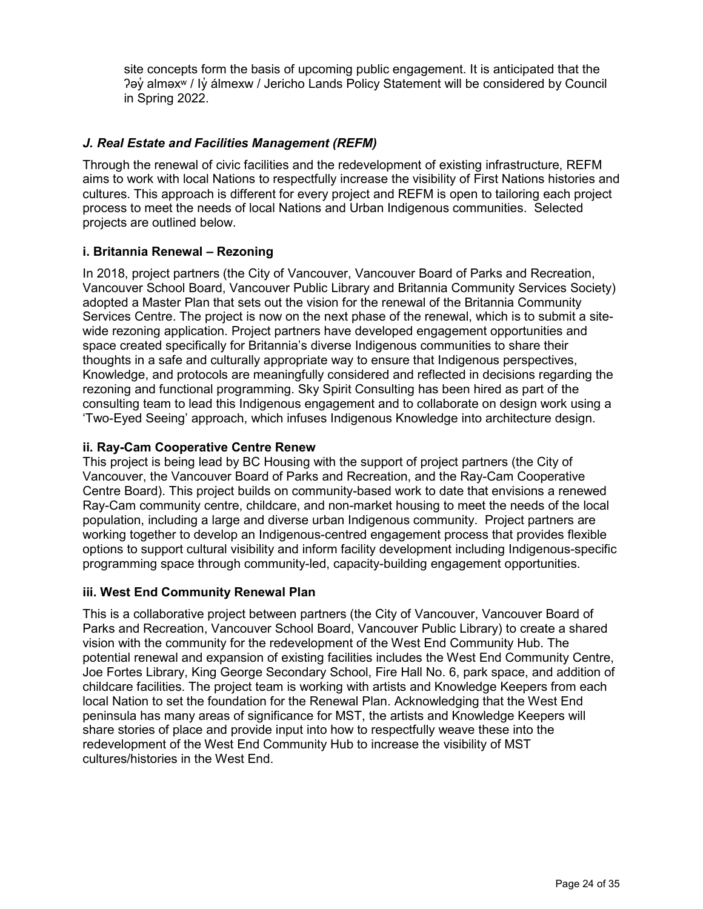site concepts form the basis of upcoming public engagement. It is anticipated that the ʔəy̓ alməxʷ / Iy̓ álmexw / Jericho Lands Policy Statement will be considered by Council in Spring 2022.

### *J. Real Estate and Facilities Management (REFM)*

Through the renewal of civic facilities and the redevelopment of existing infrastructure, REFM aims to work with local Nations to respectfully increase the visibility of First Nations histories and cultures. This approach is different for every project and REFM is open to tailoring each project process to meet the needs of local Nations and Urban Indigenous communities. Selected projects are outlined below.

#### i. Britannia Renewal – Rezoning

In 2018, project partners (the City of Vancouver, Vancouver Board of Parks and Recreation, Vancouver School Board, Vancouver Public Library and Britannia Community Services Society) adopted a Master Plan that sets out the vision for the renewal of the Britannia Community Services Centre. The project is now on the next phase of the renewal, which is to submit a site-wide rezoning application. Project partners have developed engagement opportunities and space created specifically for Britannia's diverse Indigenous communities to share their thoughts in a safe and culturally appropriate way to ensure that Indigenous perspectives, Knowledge, and protocols are meaningfully considered and reflected in decisions regarding the rezoning and functional programming. Sky Spirit Consulting has been hired as part of the consulting team to lead this Indigenous engagement and to collaborate on design work using a 'Two-Eyed Seeing' approach, which infuses Indigenous Knowledge into architecture design.

#### ii. Ray-Cam Cooperative Centre Renew

This project is being lead by BC Housing with the support of project partners (the City of Vancouver, the Vancouver Board of Parks and Recreation, and the Ray-Cam Cooperative Centre Board). This project builds on community-based work to date that envisions a renewed Ray-Cam community centre, childcare, and non-market housing to meet the needs of the local population, including a large and diverse urban Indigenous community. Project partners are working together to develop an Indigenous-centred engagement process that provides flexible options to support cultural visibility and inform facility development including Indigenous-specific programming space through community-led, capacity-building engagement opportunities.

#### iii. West End Community Renewal Plan

This is a collaborative project between partners (the City of Vancouver, Vancouver Board of Parks and Recreation, Vancouver School Board, Vancouver Public Library) to create a shared vision with the community for the redevelopment of the West End Community Hub. The potential renewal and expansion of existing facilities includes the West End Community Centre, Joe Fortes Library, King George Secondary School, Fire Hall No. 6, park space, and addition of childcare facilities. The project team is working with artists and Knowledge Keepers from each local Nation to set the foundation for the Renewal Plan. Acknowledging that the West End peninsula has many areas of significance for MST, the artists and Knowledge Keepers will share stories of place and provide input into how to respectfully weave these into the redevelopment of the West End Community Hub to increase the visibility of MST cultures/histories in the West End.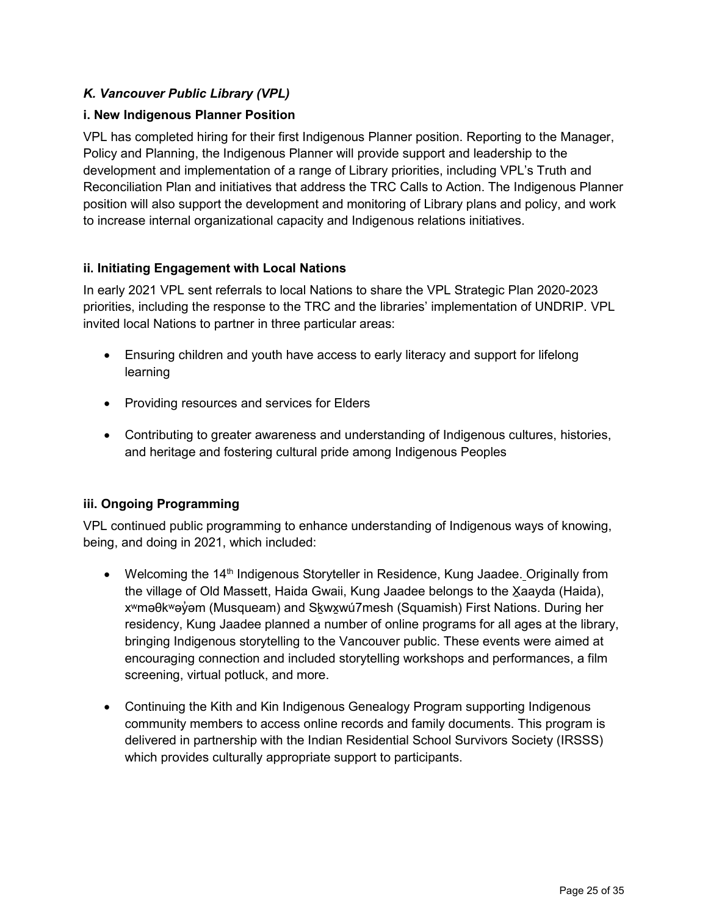### *K. Vancouver Public Library (VPL)*

#### **i. New Indigenous Planner Position**

VPL has completed hiring for their first Indigenous Planner position. Reporting to the Manager, Policy and Planning, the Indigenous Planner will provide support and leadership to the development and implementation of a range of Library priorities, including VPL's Truth and Reconciliation Plan and initiatives that address the TRC Calls to Action. The Indigenous Planner position will also support the development and monitoring of Library plans and policy, and work to increase internal organizational capacity and Indigenous relations initiatives.

#### **ii. Initiating Engagement with Local Nations**

In early 2021 VPL sent referrals to local Nations to share the VPL Strategic Plan 2020-2023 priorities, including the response to the TRC and the libraries' implementation of UNDRIP. VPL invited local Nations to partner in three particular areas:

- Ensuring children and youth have access to early literacy and support for lifelong learning
- Providing resources and services for Elders
- Contributing to greater awareness and understanding of Indigenous cultures, histories, and heritage and fostering cultural pride among Indigenous Peoples

#### **iii. Ongoing Programming**

VPL continued public programming to enhance understanding of Indigenous ways of knowing, being, and doing in 2021, which included:

- Welcoming the 14th Indigenous Storyteller in Residence, Kung Jaadee. Originally from the village of Old Massett, Haida Gwaii, Kung Jaadee belongs to the X̱aayda (Haida), xʷməθkʷəy̓əm (Musqueam) and Sḵwx̱wú7mesh (Squamish) First Nations. During her residency, Kung Jaadee planned a number of online programs for all ages at the library, bringing Indigenous storytelling to the Vancouver public. These events were aimed at encouraging connection and included storytelling workshops and performances, a film screening, virtual potluck, and more.
- Continuing the Kith and Kin Indigenous Genealogy Program supporting Indigenous community members to access online records and family documents. This program is delivered in partnership with the Indian Residential School Survivors Society (IRSSS) which provides culturally appropriate support to participants.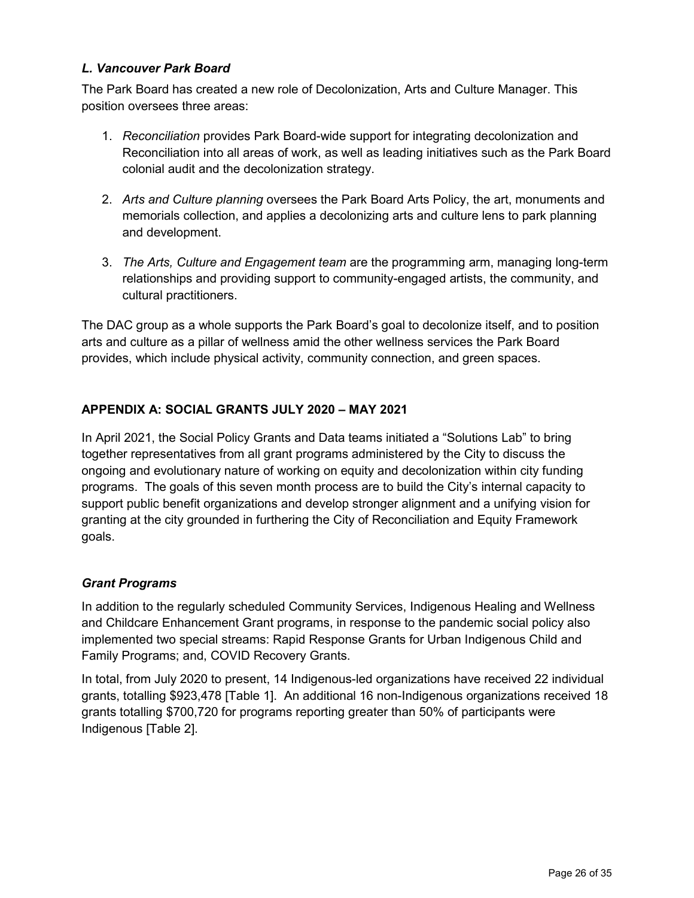### *L. Vancouver Park Board*

The Park Board has created a new role of Decolonization, Arts and Culture Manager. This position oversees three areas:

1. *Reconciliation* provides Park Board-wide support for integrating decolonization and Reconciliation into all areas of work, as well as leading initiatives such as the Park Board colonial audit and the decolonization strategy.

2. *Arts and Culture planning* oversees the Park Board Arts Policy, the art, monuments and memorials collection, and applies a decolonizing arts and culture lens to park planning and development.

3. *The Arts, Culture and Engagement team* are the programming arm, managing long-term relationships and providing support to community-engaged artists, the community, and cultural practitioners.

The DAC group as a whole supports the Park Board's goal to decolonize itself, and to position arts and culture as a pillar of wellness amid the other wellness services the Park Board provides, which include physical activity, community connection, and green spaces.

## APPENDIX A: SOCIAL GRANTS JULY 2020 – MAY 2021

In April 2021, the Social Policy Grants and Data teams initiated a "Solutions Lab" to bring together representatives from all grant programs administered by the City to discuss the ongoing and evolutionary nature of working on equity and decolonization within city funding programs. The goals of this seven month process are to build the City's internal capacity to support public benefit organizations and develop stronger alignment and a unifying vision for granting at the city grounded in furthering the City of Reconciliation and Equity Framework goals.

### *Grant Programs*

In addition to the regularly scheduled Community Services, Indigenous Healing and Wellness and Childcare Enhancement Grant programs, in response to the pandemic social policy also implemented two special streams: Rapid Response Grants for Urban Indigenous Child and Family Programs; and, COVID Recovery Grants.

In total, from July 2020 to present, 14 Indigenous-led organizations have received 22 individual grants, totalling $923,478 [Table 1]. An additional 16 non-Indigenous organizations received 18 grants totalling $700,720 for programs reporting greater than 50% of participants were Indigenous [Table 2].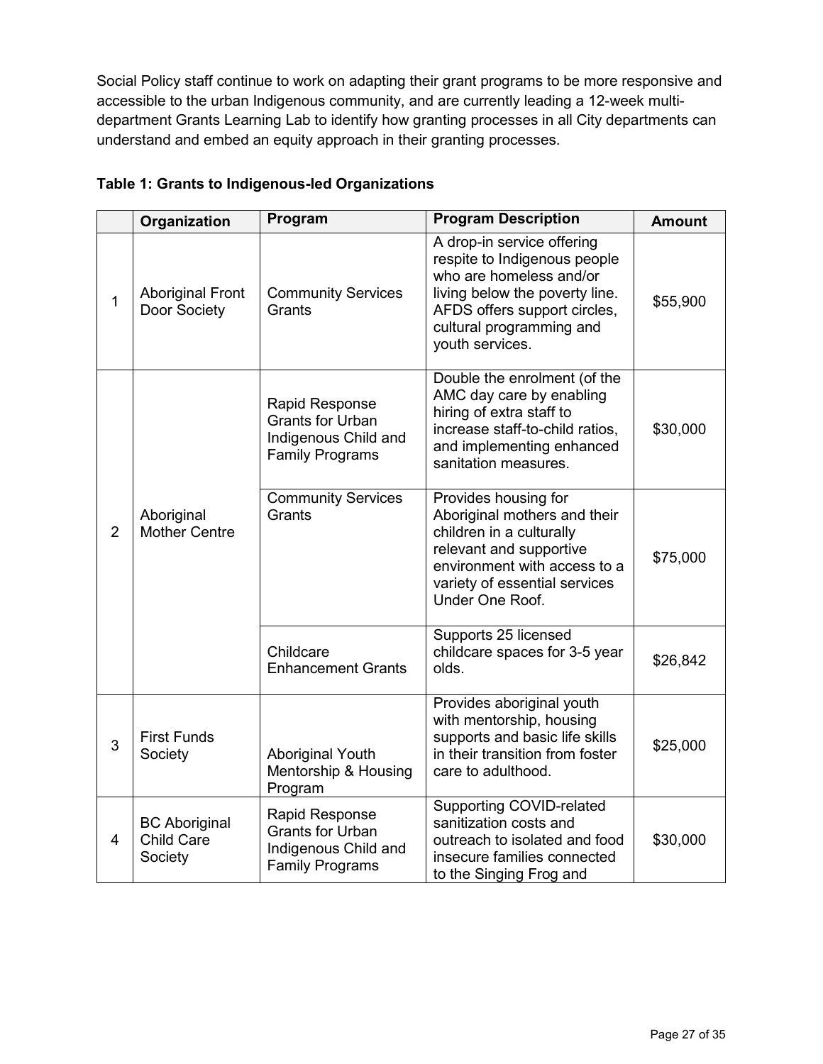Social Policy staff continue to work on adapting their grant programs to be more responsive and accessible to the urban Indigenous community, and are currently leading a 12-week multi-department Grants Learning Lab to identify how granting processes in all City departments can understand and embed an equity approach in their granting processes.

**Table 1: Grants to Indigenous-led Organizations**

| | Organization | Program | Program Description | Amount |
|---|---|---|---|---|
| 1 | Aboriginal Front Door Society | Community Services Grants | A drop-in service offering respite to Indigenous people who are homeless and/or living below the poverty line. AFDS offers support circles, cultural programming and youth services. | $55,900 |
| 2 | Aboriginal Mother Centre | Rapid Response Grants for Urban Indigenous Child and Family Programs | Double the enrolment (of the AMC day care by enabling hiring of extra staff to increase staff-to-child ratios, and implementing enhanced sanitation measures. | $30,000 |
| | | Community Services Grants | Provides housing for Aboriginal mothers and their children in a culturally relevant and supportive environment with access to a variety of essential services Under One Roof. | $75,000 |
| | | Childcare Enhancement Grants | Supports 25 licensed childcare spaces for 3-5 year olds. | $26,842 |
| 3 | First Funds Society | Aboriginal Youth Mentorship & Housing Program | Provides aboriginal youth with mentorship, housing supports and basic life skills in their transition from foster care to adulthood. | $25,000 |
| 4 | BC Aboriginal Child Care Society | Rapid Response Grants for Urban Indigenous Child and Family Programs | Supporting COVID-related sanitization costs and outreach to isolated and food insecure families connected to the Singing Frog and | $30,000 |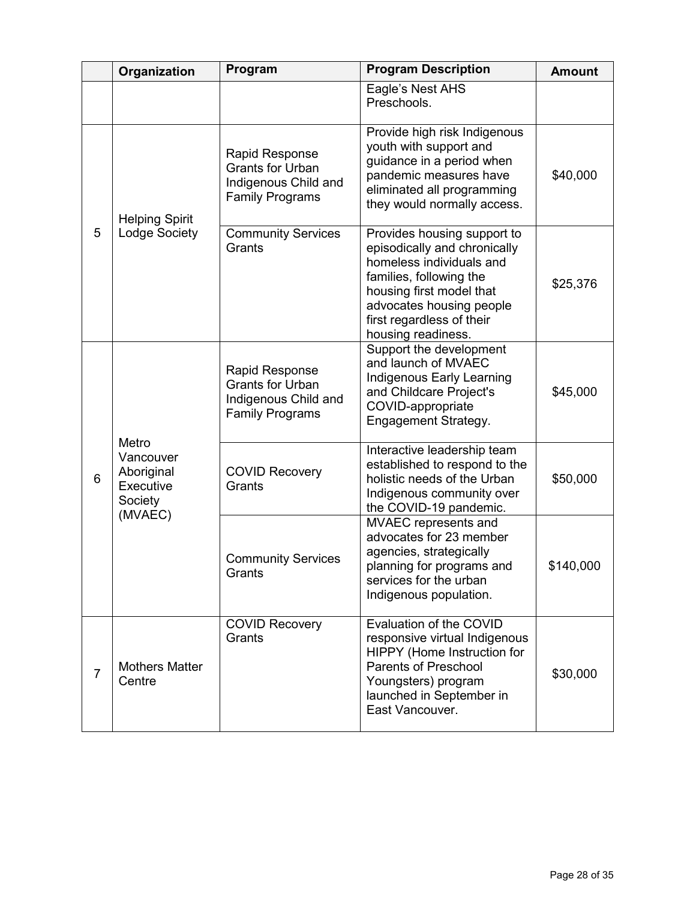| | Organization | Program | Program Description | Amount |
|---|---|---|---|---|
| | | | Eagle's Nest AHS Preschools. | |
| 5 | Helping Spirit Lodge Society | Rapid Response Grants for Urban Indigenous Child and Family Programs | Provide high risk Indigenous youth with support and guidance in a period when pandemic measures have eliminated all programming they would normally access. | $40,000 |
| | | Community Services Grants | Provides housing support to episodically and chronically homeless individuals and families, following the housing first model that advocates housing people first regardless of their housing readiness. | $25,376 |
| 6 | Metro Vancouver Aboriginal Executive Society (MVAEC) | Rapid Response Grants for Urban Indigenous Child and Family Programs | Support the development and launch of MVAEC Indigenous Early Learning and Childcare Project's COVID-appropriate Engagement Strategy. | $45,000 |
| | | COVID Recovery Grants | Interactive leadership team established to respond to the holistic needs of the Urban Indigenous community over the COVID-19 pandemic. | $50,000 |
| | | Community Services Grants | MVAEC represents and advocates for 23 member agencies, strategically planning for programs and services for the urban Indigenous population. | $140,000 |
| 7 | Mothers Matter Centre | COVID Recovery Grants | Evaluation of the COVID responsive virtual Indigenous HIPPY (Home Instruction for Parents of Preschool Youngsters) program launched in September in East Vancouver. | $30,000 |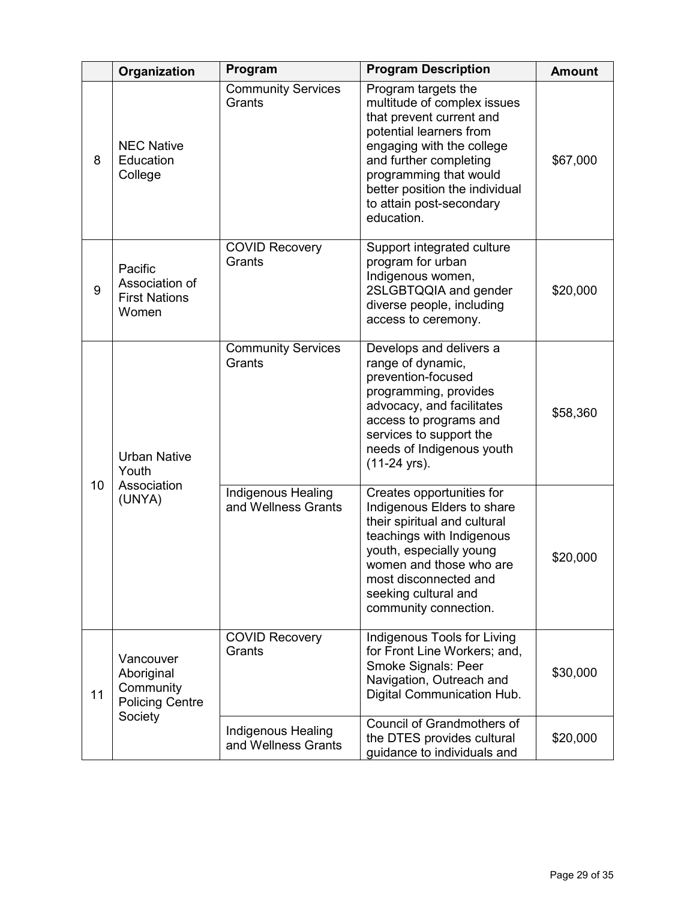| | Organization | Program | Program Description | Amount |
|---|---|---|---|---|
| 8 | NEC Native Education College | Community Services Grants | Program targets the multitude of complex issues that prevent current and potential learners from engaging with the college and further completing programming that would better position the individual to attain post-secondary education. | $67,000 |
| 9 | Pacific Association of First Nations Women | COVID Recovery Grants | Support integrated culture program for urban Indigenous women, 2SLGBTQQIA and gender diverse people, including access to ceremony. | $20,000 |
| 10 | Urban Native Youth Association (UNYA) | Community Services Grants | Develops and delivers a range of dynamic, prevention-focused programming, provides advocacy, and facilitates access to programs and services to support the needs of Indigenous youth (11-24 yrs). | $58,360 |
| | | Indigenous Healing and Wellness Grants | Creates opportunities for Indigenous Elders to share their spiritual and cultural teachings with Indigenous youth, especially young women and those who are most disconnected and seeking cultural and community connection. | $20,000 |
| 11 | Vancouver Aboriginal Community Policing Centre Society | COVID Recovery Grants | Indigenous Tools for Living for Front Line Workers; and, Smoke Signals: Peer Navigation, Outreach and Digital Communication Hub. | $30,000 |
| | | Indigenous Healing and Wellness Grants | Council of Grandmothers of the DTES provides cultural guidance to individuals and | $20,000 |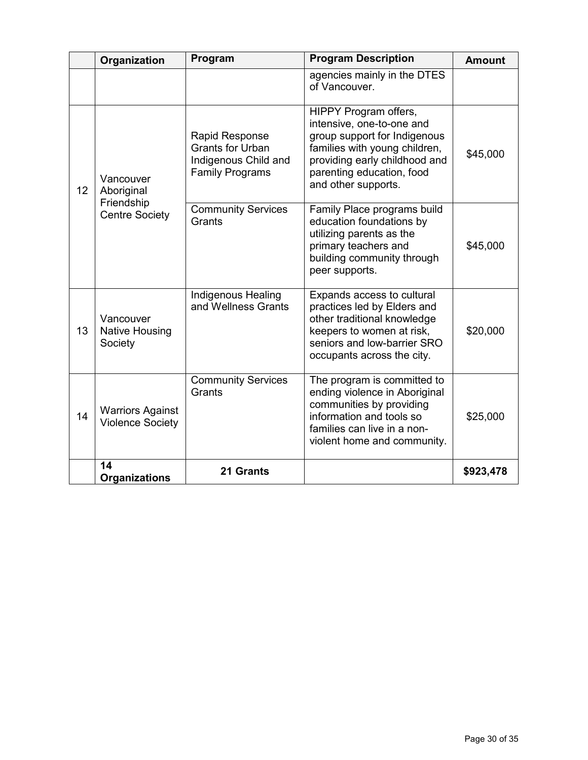| | Organization | Program | Program Description | Amount |
|---|---|---|---|---|
| | | | agencies mainly in the DTES of Vancouver. | |
| 12 | Vancouver Aboriginal Friendship Centre Society | Rapid Response Grants for Urban Indigenous Child and Family Programs | HIPPY Program offers, intensive, one-to-one and group support for Indigenous families with young children, providing early childhood and parenting education, food and other supports. | $45,000 |
| | | Community Services Grants | Family Place programs build education foundations by utilizing parents as the primary teachers and building community through peer supports. | $45,000 |
| 13 | Vancouver Native Housing Society | Indigenous Healing and Wellness Grants | Expands access to cultural practices led by Elders and other traditional knowledge keepers to women at risk, seniors and low-barrier SRO occupants across the city. | $20,000 |
| 14 | Warriors Against Violence Society | Community Services Grants | The program is committed to ending violence in Aboriginal communities by providing information and tools so families can live in a non-violent home and community. | $25,000 |
| | **14 Organizations** | **21 Grants** | | **$923,478** |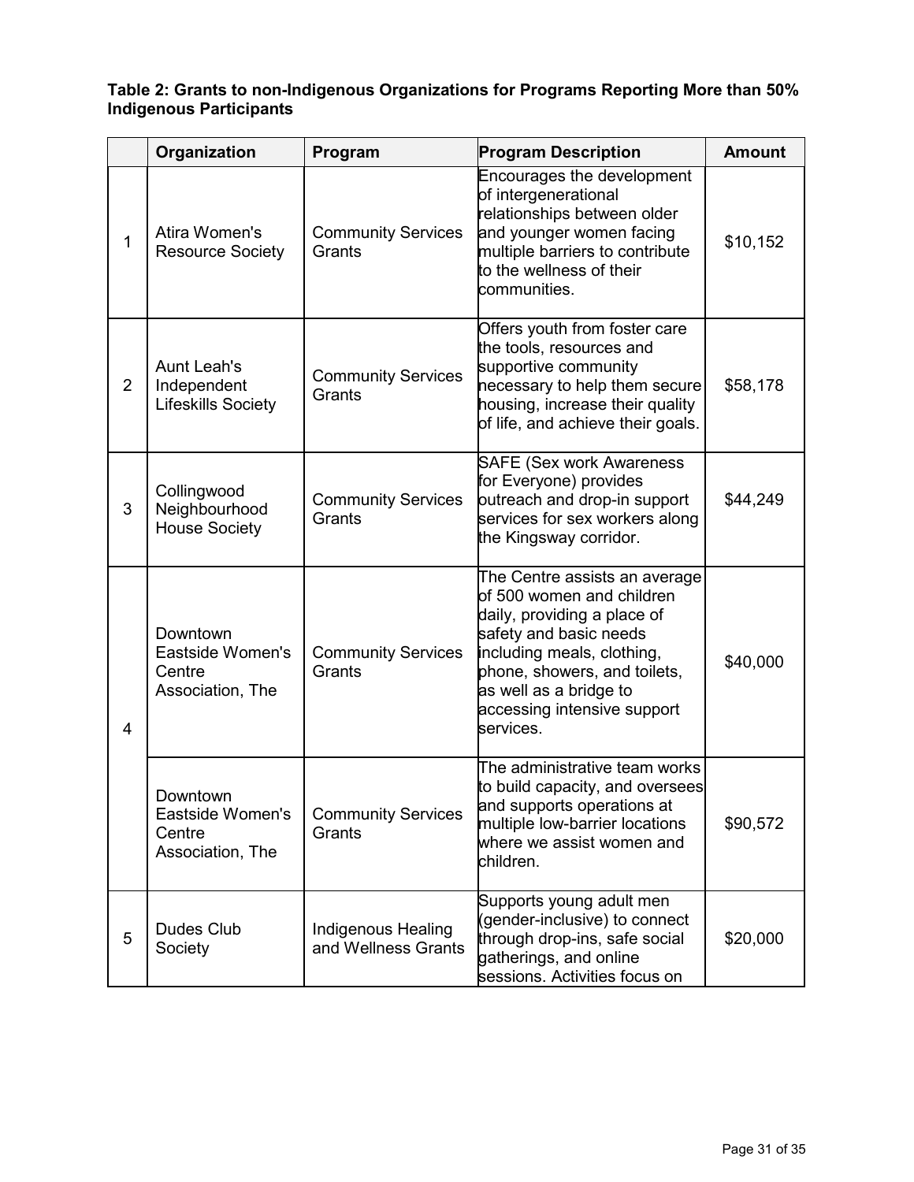**Table 2: Grants to non-Indigenous Organizations for Programs Reporting More than 50% Indigenous Participants**

| | Organization | Program | Program Description | Amount |
|---|---|---|---|---|
| 1 | Atira Women's Resource Society | Community Services Grants | Encourages the development of intergenerational relationships between older and younger women facing multiple barriers to contribute to the wellness of their communities. | $10,152 |
| 2 | Aunt Leah's Independent Lifeskills Society | Community Services Grants | Offers youth from foster care the tools, resources and supportive community necessary to help them secure housing, increase their quality of life, and achieve their goals. | $58,178 |
| 3 | Collingwood Neighbourhood House Society | Community Services Grants | SAFE (Sex work Awareness for Everyone) provides outreach and drop-in support services for sex workers along the Kingsway corridor. | $44,249 |
| 4 | Downtown Eastside Women's Centre Association, The | Community Services Grants | The Centre assists an average of 500 women and children daily, providing a place of safety and basic needs including meals, clothing, phone, showers, and toilets, as well as a bridge to accessing intensive support services. | $40,000 |
| | Downtown Eastside Women's Centre Association, The | Community Services Grants | The administrative team works to build capacity, and oversees and supports operations at multiple low-barrier locations where we assist women and children. | $90,572 |
| 5 | Dudes Club Society | Indigenous Healing and Wellness Grants | Supports young adult men (gender-inclusive) to connect through drop-ins, safe social gatherings, and online sessions. Activities focus on | $20,000 |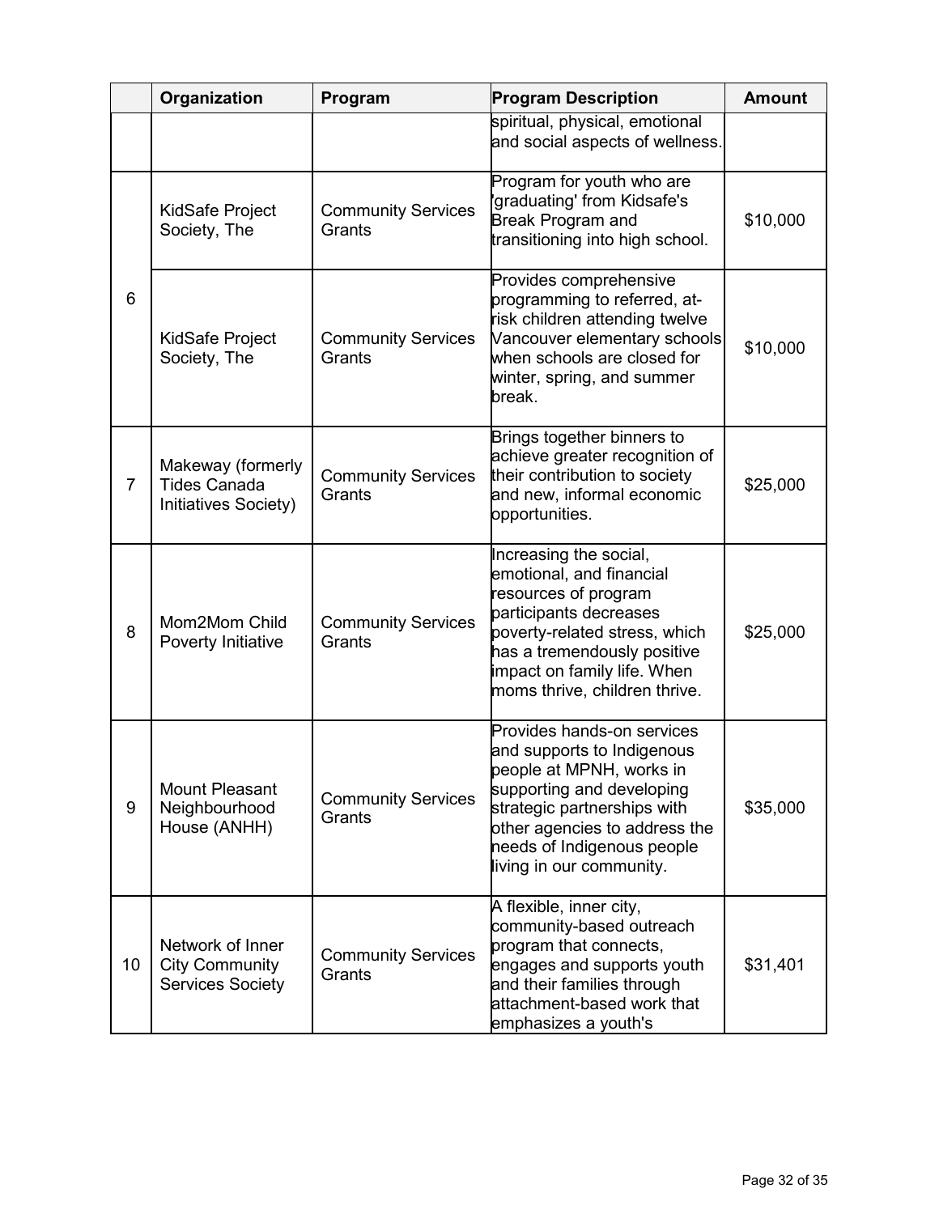| | Organization | Program | Program Description | Amount |
|---|---|---|---|---|
| | | | spiritual, physical, emotional and social aspects of wellness. | |
| 6 | KidSafe Project Society, The | Community Services Grants | Program for youth who are 'graduating' from Kidsafe's Break Program and transitioning into high school. | $10,000 |
| | KidSafe Project Society, The | Community Services Grants | Provides comprehensive programming to referred, at-risk children attending twelve Vancouver elementary schools when schools are closed for winter, spring, and summer break. | $10,000 |
| 7 | Makeway (formerly Tides Canada Initiatives Society) | Community Services Grants | Brings together binners to achieve greater recognition of their contribution to society and new, informal economic opportunities. | $25,000 |
| 8 | Mom2Mom Child Poverty Initiative | Community Services Grants | Increasing the social, emotional, and financial resources of program participants decreases poverty-related stress, which has a tremendously positive impact on family life. When moms thrive, children thrive. | $25,000 |
| 9 | Mount Pleasant Neighbourhood House (ANHH) | Community Services Grants | Provides hands-on services and supports to Indigenous people at MPNH, works in supporting and developing strategic partnerships with other agencies to address the needs of Indigenous people living in our community. | $35,000 |
| 10 | Network of Inner City Community Services Society | Community Services Grants | A flexible, inner city, community-based outreach program that connects, engages and supports youth and their families through attachment-based work that emphasizes a youth's | $31,401 |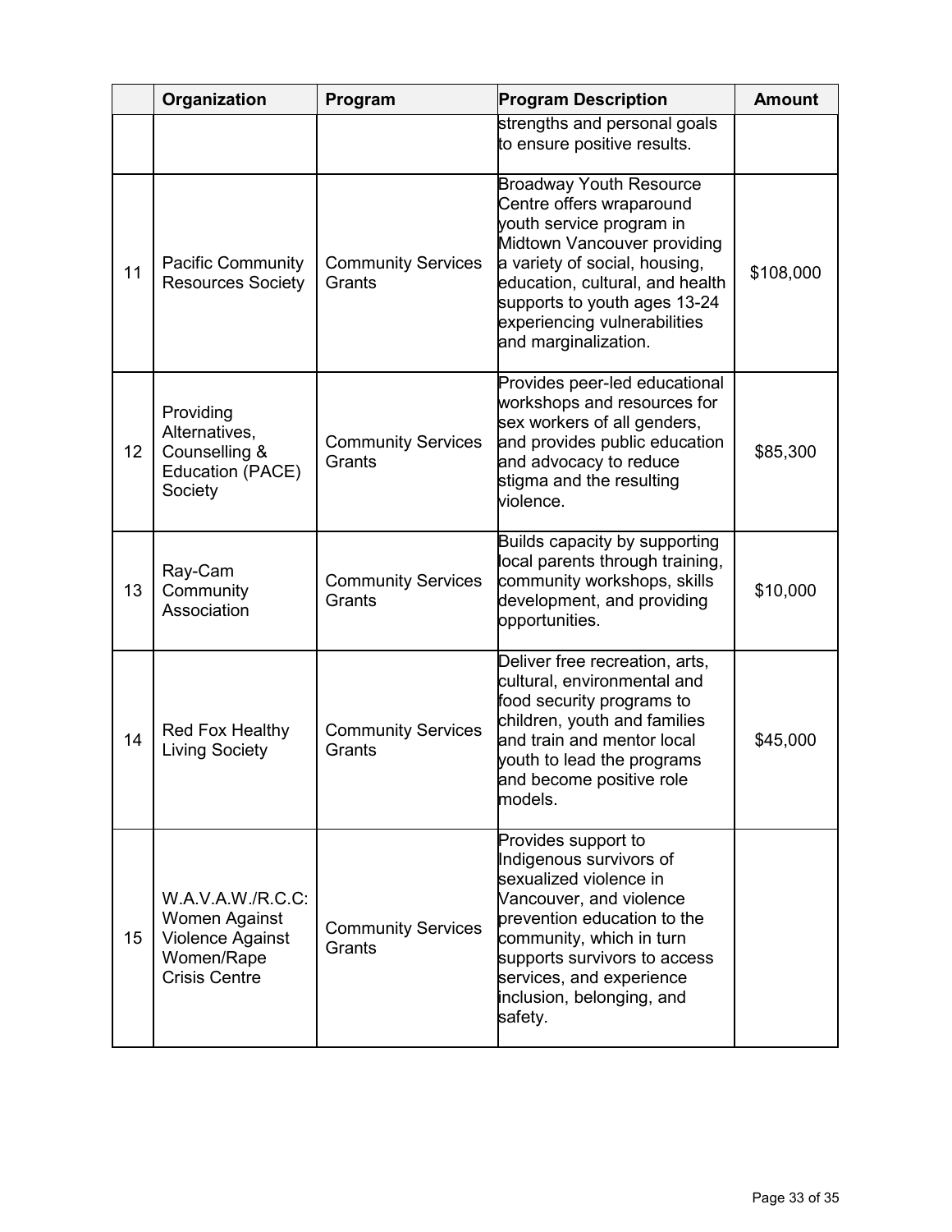| | Organization | Program | Program Description | Amount |
|---|---|---|---|---|
| | | | strengths and personal goals to ensure positive results. | |
| 11 | Pacific Community Resources Society | Community Services Grants | Broadway Youth Resource Centre offers wraparound youth service program in Midtown Vancouver providing a variety of social, housing, education, cultural, and health supports to youth ages 13-24 experiencing vulnerabilities and marginalization. | $108,000 |
| 12 | Providing Alternatives, Counselling & Education (PACE) Society | Community Services Grants | Provides peer-led educational workshops and resources for sex workers of all genders, and provides public education and advocacy to reduce stigma and the resulting violence. | $85,300 |
| 13 | Ray-Cam Community Association | Community Services Grants | Builds capacity by supporting local parents through training, community workshops, skills development, and providing opportunities. | $10,000 |
| 14 | Red Fox Healthy Living Society | Community Services Grants | Deliver free recreation, arts, cultural, environmental and food security programs to children, youth and families and train and mentor local youth to lead the programs and become positive role models. | $45,000 |
| 15 | W.A.V.A.W./R.C.C: Women Against Violence Against Women/Rape Crisis Centre | Community Services Grants | Provides support to Indigenous survivors of sexualized violence in Vancouver, and violence prevention education to the community, which in turn supports survivors to access services, and experience inclusion, belonging, and safety. | |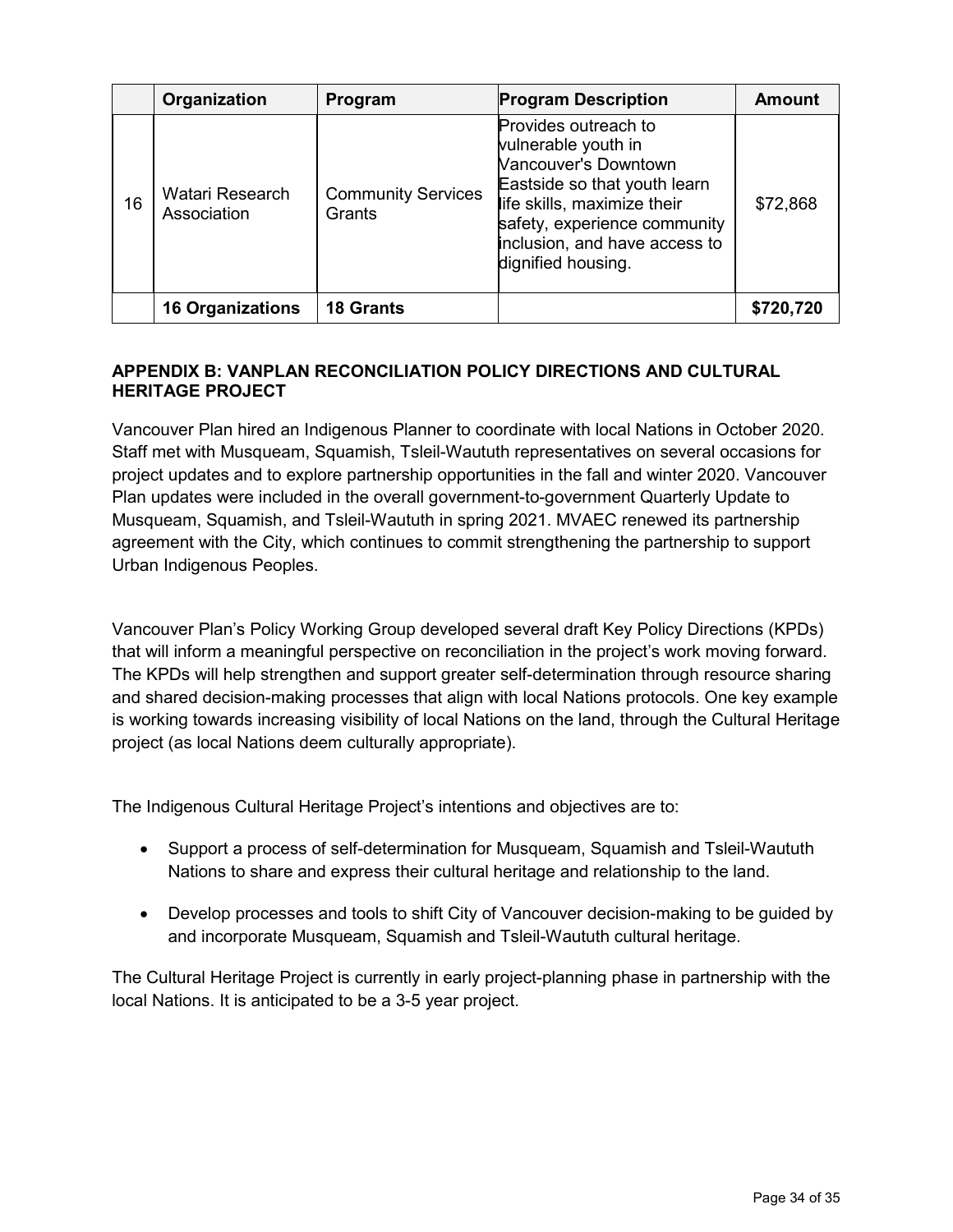| | Organization | Program | Program Description | Amount |
|---|---|---|---|---|
| 16 | Watari Research Association | Community Services Grants | Provides outreach to vulnerable youth in Vancouver's Downtown Eastside so that youth learn life skills, maximize their safety, experience community inclusion, and have access to dignified housing. | $72,868 |
| | **16 Organizations** | **18 Grants** | | **$720,720** |

## APPENDIX B: VANPLAN RECONCILIATION POLICY DIRECTIONS AND CULTURAL HERITAGE PROJECT

Vancouver Plan hired an Indigenous Planner to coordinate with local Nations in October 2020. Staff met with Musqueam, Squamish, Tsleil-Waututh representatives on several occasions for project updates and to explore partnership opportunities in the fall and winter 2020. Vancouver Plan updates were included in the overall government-to-government Quarterly Update to Musqueam, Squamish, and Tsleil-Waututh in spring 2021. MVAEC renewed its partnership agreement with the City, which continues to commit strengthening the partnership to support Urban Indigenous Peoples.

Vancouver Plan's Policy Working Group developed several draft Key Policy Directions (KPDs) that will inform a meaningful perspective on reconciliation in the project's work moving forward. The KPDs will help strengthen and support greater self-determination through resource sharing and shared decision-making processes that align with local Nations protocols. One key example is working towards increasing visibility of local Nations on the land, through the Cultural Heritage project (as local Nations deem culturally appropriate).

The Indigenous Cultural Heritage Project's intentions and objectives are to:

- Support a process of self-determination for Musqueam, Squamish and Tsleil-Waututh Nations to share and express their cultural heritage and relationship to the land.
- Develop processes and tools to shift City of Vancouver decision-making to be guided by and incorporate Musqueam, Squamish and Tsleil-Waututh cultural heritage.

The Cultural Heritage Project is currently in early project-planning phase in partnership with the local Nations. It is anticipated to be a 3-5 year project.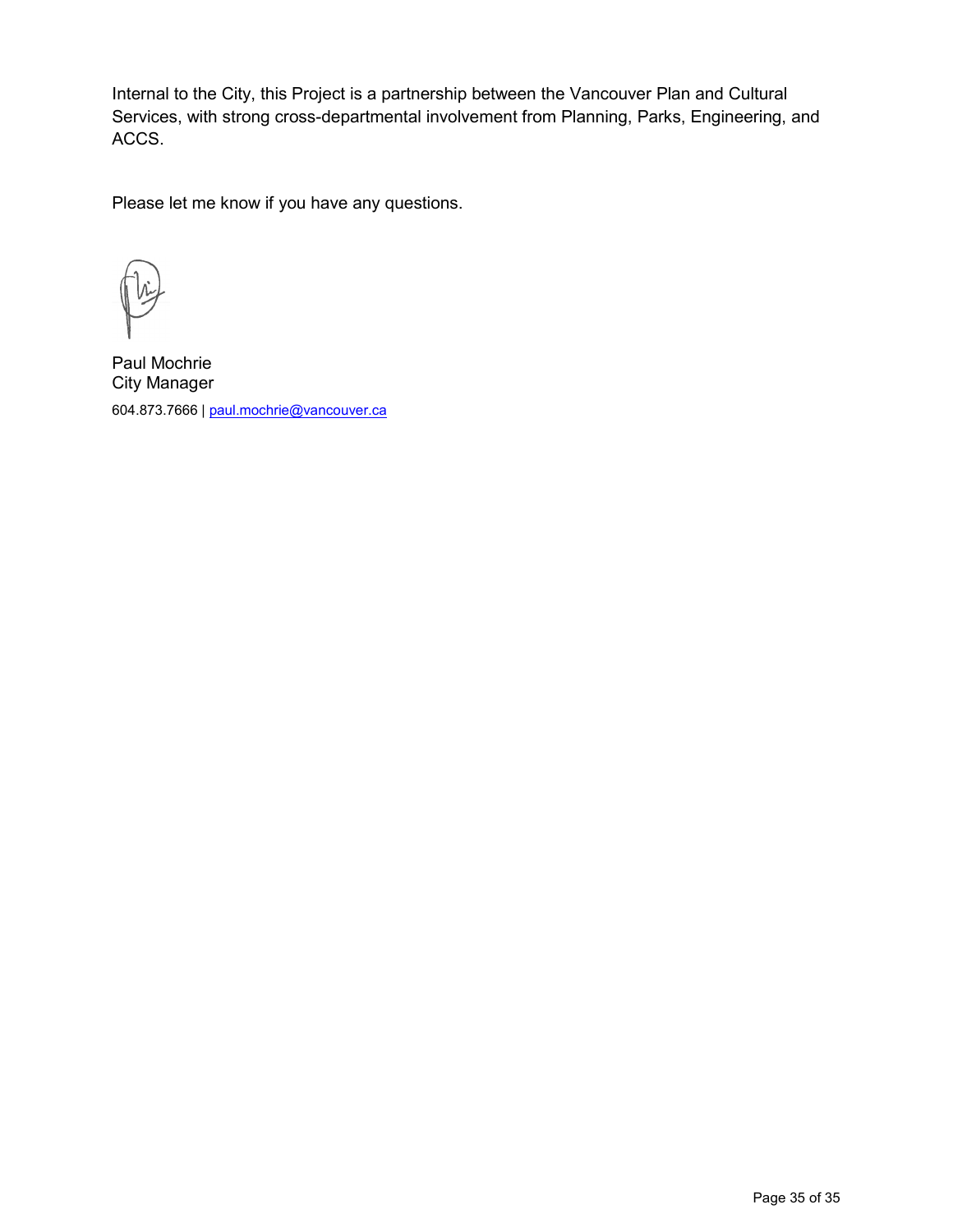Internal to the City, this Project is a partnership between the Vancouver Plan and Cultural Services, with strong cross-departmental involvement from Planning, Parks, Engineering, and ACCS.

Please let me know if you have any questions.

Paul Mochrie
City Manager
604.873.7666 | paul.mochrie@vancouver.ca